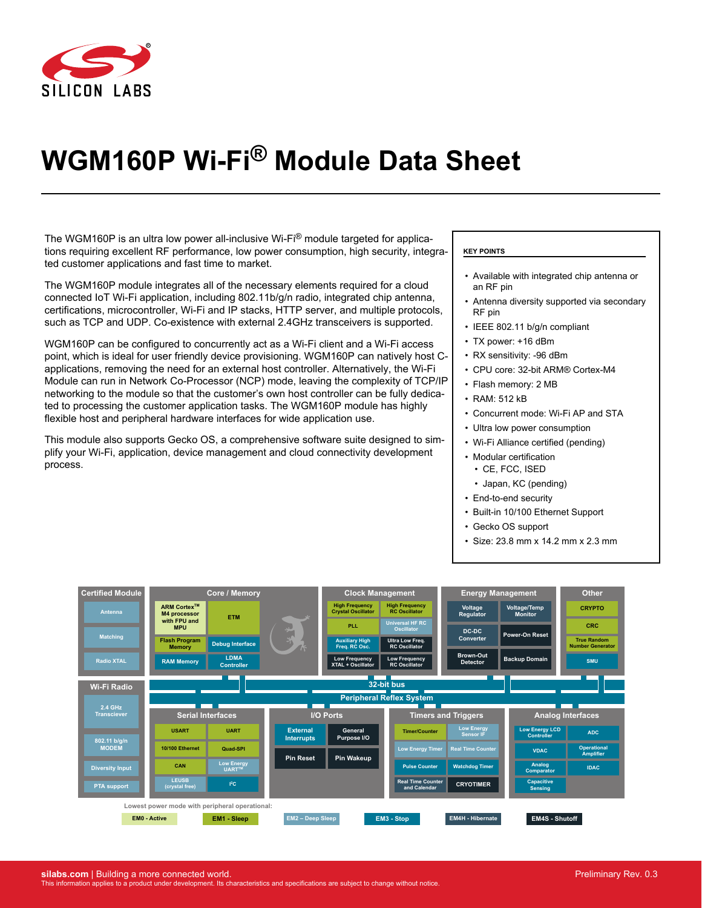# WGM160P Wi-Fi® Module Data Sheet

The WGM160P is an ultra low power all-inclusive Wi-Fi® module targeted for applications requiring excellent RF performance, low power consumption, high security, integrated customer applications and fast time to market.

The WGM160P module integrates all of the necessary elements required for a cloud connected IoT Wi-Fi application, including 802.11b/g/n radio, integrated chip antenna, certifications, microcontroller, Wi-Fi and IP stacks, HTTP server, and multiple protocols, such as TCP and UDP. Co-existence with external 2.4GHz transceivers is supported.

WGM160P can be configured to concurrently act as a Wi-Fi client and a Wi-Fi access point, which is ideal for user friendly device provisioning. WGM160P can natively host C-applications, removing the need for an external host controller. Alternatively, the Wi-Fi Module can run in Network Co-Processor (NCP) mode, leaving the complexity of TCP/IP networking to the module so that the customer's own host controller can be fully dedicated to processing the customer application tasks. The WGM160P module has highly flexible host and peripheral hardware interfaces for wide application use.

This module also supports Gecko OS, a comprehensive software suite designed to simplify your Wi-Fi, application, device management and cloud connectivity development process.

**KEY POINTS**

- Available with integrated chip antenna or an RF pin
- Antenna diversity supported via secondary RF pin
- IEEE 802.11 b/g/n compliant
- TX power: +16 dBm
- RX sensitivity: -96 dBm
- CPU core: 32-bit ARM® Cortex-M4
- Flash memory: 2 MB
- RAM: 512 kB
- Concurrent mode: Wi-Fi AP and STA
- Ultra low power consumption
- Wi-Fi Alliance certified (pending)
- Modular certification
  - CE, FCC, ISED
  - Japan, KC (pending)
- End-to-end security
- Built-in 10/100 Ethernet Support
- Gecko OS support
- Size: 23.8 mm x 14.2 mm x 2.3 mm

**Certified Module:** Antenna, Matching, Radio XTAL

**Core / Memory:** ARM Cortex™ M4 processor with FPU and MPU, ETM, Flash Program Memory, Debug Interface, RAM Memory, LDMA Controller

**Clock Management:** High Frequency Crystal Oscillator, High Frequency RC Oscillator, PLL, Universal HF RC Oscillator, Auxiliary High Freq. RC Osc., Ultra Low Freq. RC Oscillator, Low Frequency XTAL + Oscillator, Low Frequency RC Oscillator

**Energy Management:** Voltage Regulator, Voltage/Temp Monitor, DC-DC Converter, Power-On Reset, Brown-Out Detector, Backup Domain

**Other:** CRYPTO, CRC, True Random Number Generator, SMU

**Wi-Fi Radio:** 2.4 GHz Transciever, 802.11 b/g/n MODEM, Diversity Input, PTA support

32-bit bus

Peripheral Reflex System

**Serial Interfaces:** USART, UART, 10/100 Ethernet, Quad-SPI, CAN, Low Energy UART™, LEUSB (crystal free), I²C

**I/O Ports:** External Interrupts, General Purpose I/O, Pin Reset, Pin Wakeup

**Timers and Triggers:** Timer/Counter, Low Energy Sensor IF, Low Energy Timer, Real Time Counter, Pulse Counter, Watchdog Timer, Real Time Counter and Calendar, CRYOTIMER

**Analog Interfaces:** Low Energy LCD Controller, ADC, VDAC, Operational Amplifier, Analog Comparator, IDAC, Capacitive Sensing

Lowest power mode with peripheral operational:

EM0 - Active | EM1 - Sleep | EM2 – Deep Sleep | EM3 - Stop | EM4H - Hibernate | EM4S - Shutoff

silabs.com | Building a more connected world.
This information applies to a product under development. Its characteristics and specifications are subject to change without notice.

Preliminary Rev. 0.3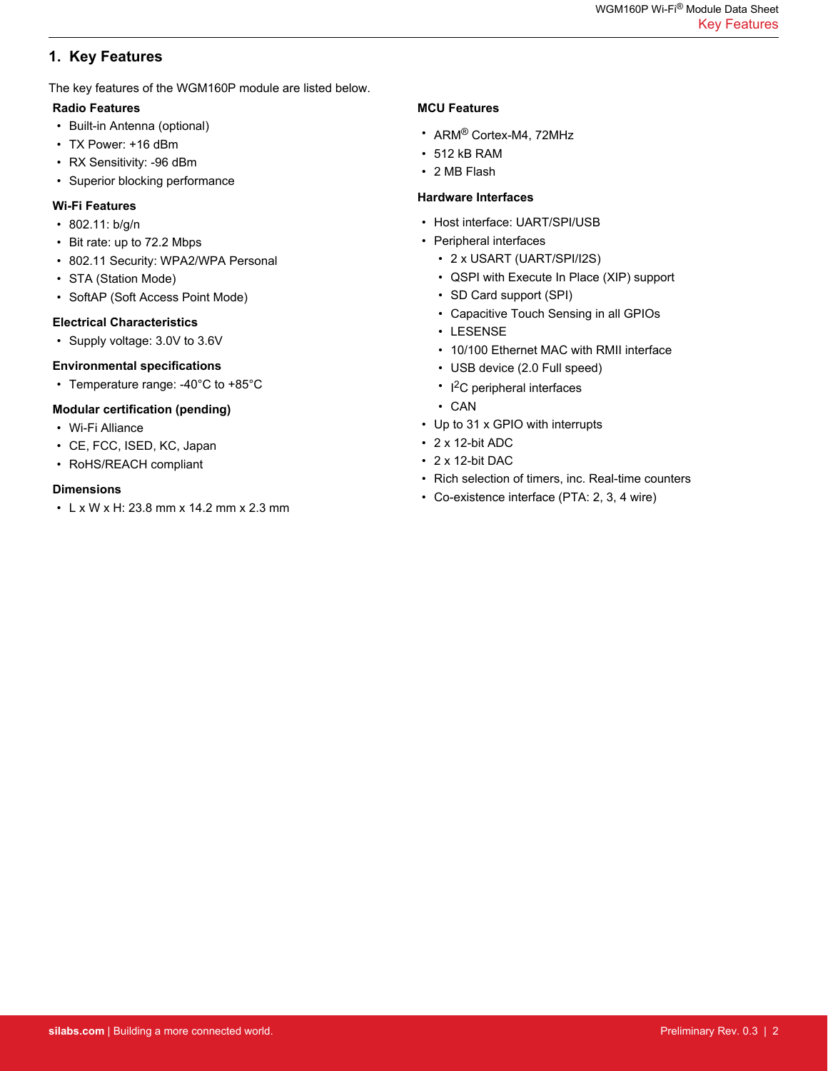# 1. Key Features

The key features of the WGM160P module are listed below.

**Radio Features**

- Built-in Antenna (optional)
- TX Power: +16 dBm
- RX Sensitivity: -96 dBm
- Superior blocking performance

**Wi-Fi Features**

- 802.11: b/g/n
- Bit rate: up to 72.2 Mbps
- 802.11 Security: WPA2/WPA Personal
- STA (Station Mode)
- SoftAP (Soft Access Point Mode)

**Electrical Characteristics**

- Supply voltage: 3.0V to 3.6V

**Environmental specifications**

- Temperature range: -40°C to +85°C

**Modular certification (pending)**

- Wi-Fi Alliance
- CE, FCC, ISED, KC, Japan
- RoHS/REACH compliant

**Dimensions**

- L x W x H: 23.8 mm x 14.2 mm x 2.3 mm

**MCU Features**

- ARM® Cortex-M4, 72MHz
- 512 kB RAM
- 2 MB Flash

**Hardware Interfaces**

- Host interface: UART/SPI/USB
- Peripheral interfaces
  - 2 x USART (UART/SPI/I2S)
  - QSPI with Execute In Place (XIP) support
  - SD Card support (SPI)
  - Capacitive Touch Sensing in all GPIOs
  - LESENSE
  - 10/100 Ethernet MAC with RMII interface
  - USB device (2.0 Full speed)
  - $I^2C$ peripheral interfaces
  - CAN
- Up to 31 x GPIO with interrupts
- 2 x 12-bit ADC
- 2 x 12-bit DAC
- Rich selection of timers, inc. Real-time counters
- Co-existence interface (PTA: 2, 3, 4 wire)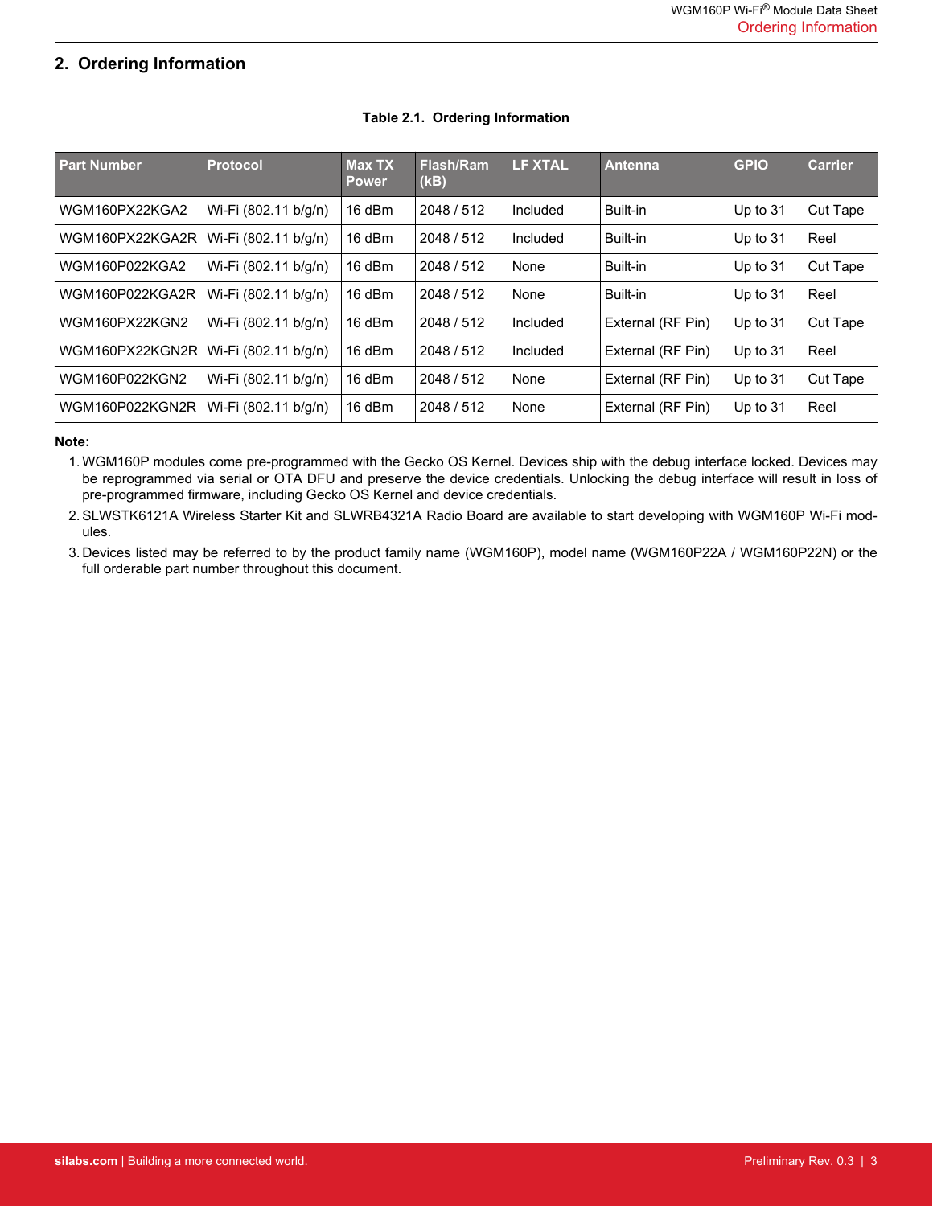## 2. Ordering Information

**Table 2.1. Ordering Information**

| Part Number | Protocol | Max TX Power | Flash/Ram (kB) | LF XTAL | Antenna | GPIO | Carrier |
|---|---|---|---|---|---|---|---|
| WGM160PX22KGA2 | Wi-Fi (802.11 b/g/n) | 16 dBm | 2048 / 512 | Included | Built-in | Up to 31 | Cut Tape |
| WGM160PX22KGA2R | Wi-Fi (802.11 b/g/n) | 16 dBm | 2048 / 512 | Included | Built-in | Up to 31 | Reel |
| WGM160P022KGA2 | Wi-Fi (802.11 b/g/n) | 16 dBm | 2048 / 512 | None | Built-in | Up to 31 | Cut Tape |
| WGM160P022KGA2R | Wi-Fi (802.11 b/g/n) | 16 dBm | 2048 / 512 | None | Built-in | Up to 31 | Reel |
| WGM160PX22KGN2 | Wi-Fi (802.11 b/g/n) | 16 dBm | 2048 / 512 | Included | External (RF Pin) | Up to 31 | Cut Tape |
| WGM160PX22KGN2R | Wi-Fi (802.11 b/g/n) | 16 dBm | 2048 / 512 | Included | External (RF Pin) | Up to 31 | Reel |
| WGM160P022KGN2 | Wi-Fi (802.11 b/g/n) | 16 dBm | 2048 / 512 | None | External (RF Pin) | Up to 31 | Cut Tape |
| WGM160P022KGN2R | Wi-Fi (802.11 b/g/n) | 16 dBm | 2048 / 512 | None | External (RF Pin) | Up to 31 | Reel |

**Note:**

1. WGM160P modules come pre-programmed with the Gecko OS Kernel. Devices ship with the debug interface locked. Devices may be reprogrammed via serial or OTA DFU and preserve the device credentials. Unlocking the debug interface will result in loss of pre-programmed firmware, including Gecko OS Kernel and device credentials.
2. SLWSTK6121A Wireless Starter Kit and SLWRB4321A Radio Board are available to start developing with WGM160P Wi-Fi modules.
3. Devices listed may be referred to by the product family name (WGM160P), model name (WGM160P22A / WGM160P22N) or the full orderable part number throughout this document.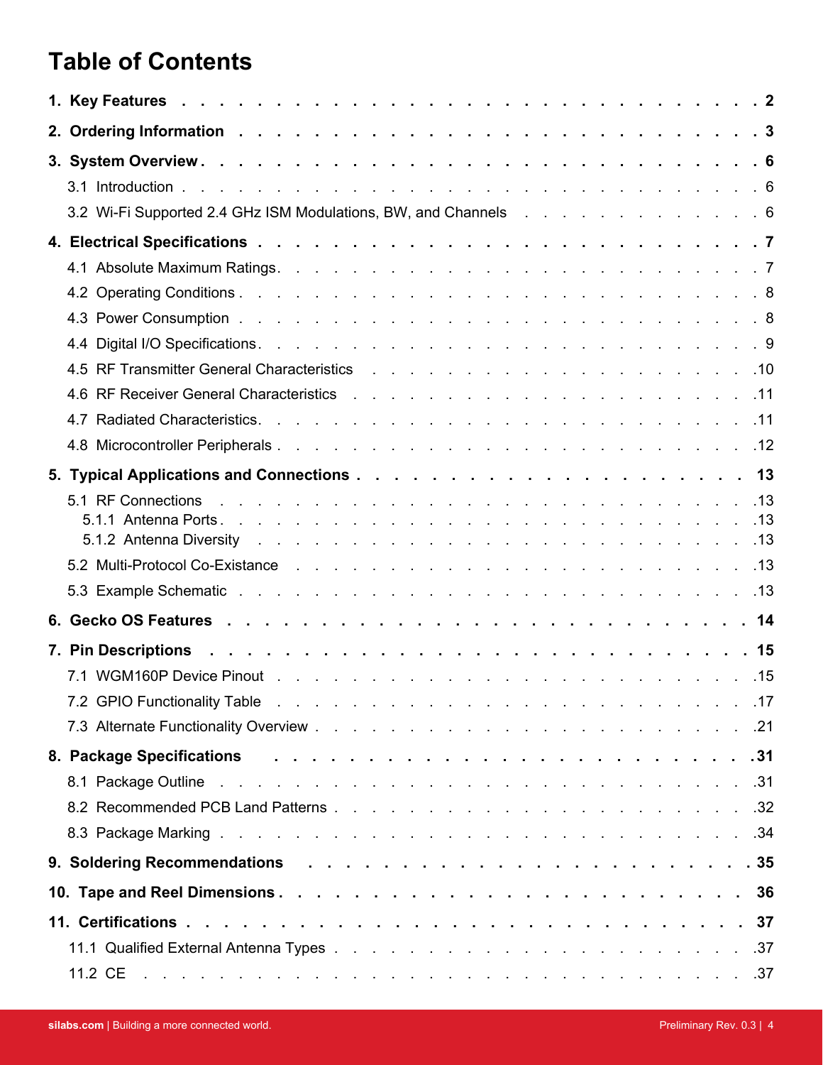# Table of Contents

**1. Key Features** . . . 2

**2. Ordering Information** . . . 3

**3. System Overview** . . . 6

- 3.1 Introduction . . . 6
- 3.2 Wi-Fi Supported 2.4 GHz ISM Modulations, BW, and Channels . . . 6

**4. Electrical Specifications** . . . 7

- 4.1 Absolute Maximum Ratings . . . 7
- 4.2 Operating Conditions . . . 8
- 4.3 Power Consumption . . . 8
- 4.4 Digital I/O Specifications . . . 9
- 4.5 RF Transmitter General Characteristics . . . 10
- 4.6 RF Receiver General Characteristics . . . 11
- 4.7 Radiated Characteristics . . . 11
- 4.8 Microcontroller Peripherals . . . 12

**5. Typical Applications and Connections** . . . 13

- 5.1 RF Connections . . . 13
  - 5.1.1 Antenna Ports . . . 13
  - 5.1.2 Antenna Diversity . . . 13
- 5.2 Multi-Protocol Co-Existance . . . 13
- 5.3 Example Schematic . . . 13

**6. Gecko OS Features** . . . 14

**7. Pin Descriptions** . . . 15

- 7.1 WGM160P Device Pinout . . . 15
- 7.2 GPIO Functionality Table . . . 17
- 7.3 Alternate Functionality Overview . . . 21

**8. Package Specifications** . . . 31

- 8.1 Package Outline . . . 31
- 8.2 Recommended PCB Land Patterns . . . 32
- 8.3 Package Marking . . . 34

**9. Soldering Recommendations** . . . 35

**10. Tape and Reel Dimensions** . . . 36

**11. Certifications** . . . 37

- 11.1 Qualified External Antenna Types . . . 37
- 11.2 CE . . . 37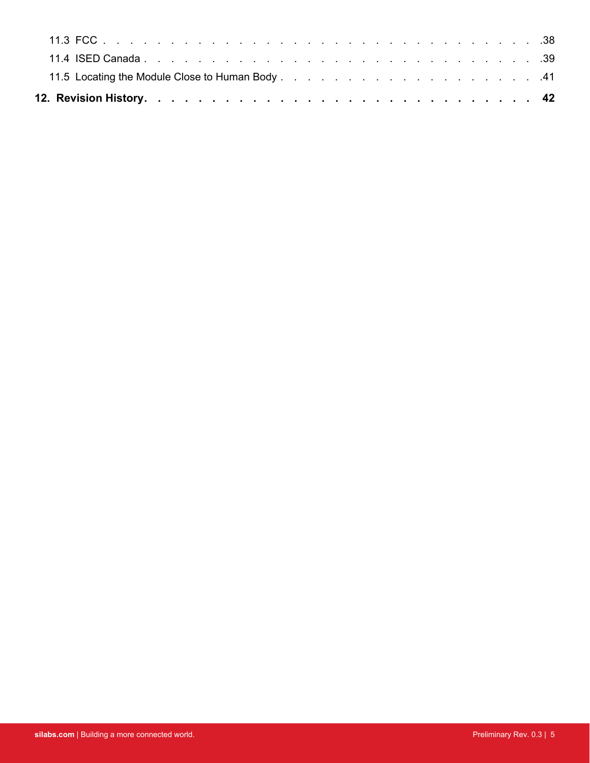11.3 FCC . . . . . . . . . . . . . . . . . . . . . . . . . . . . . . .38

11.4 ISED Canada . . . . . . . . . . . . . . . . . . . . . . . . . . . .39

11.5 Locating the Module Close to Human Body . . . . . . . . . . . . . . . . . . .41

**12. Revision History. . . . . . . . . . . . . . . . . . . . . . . . . . . . 42**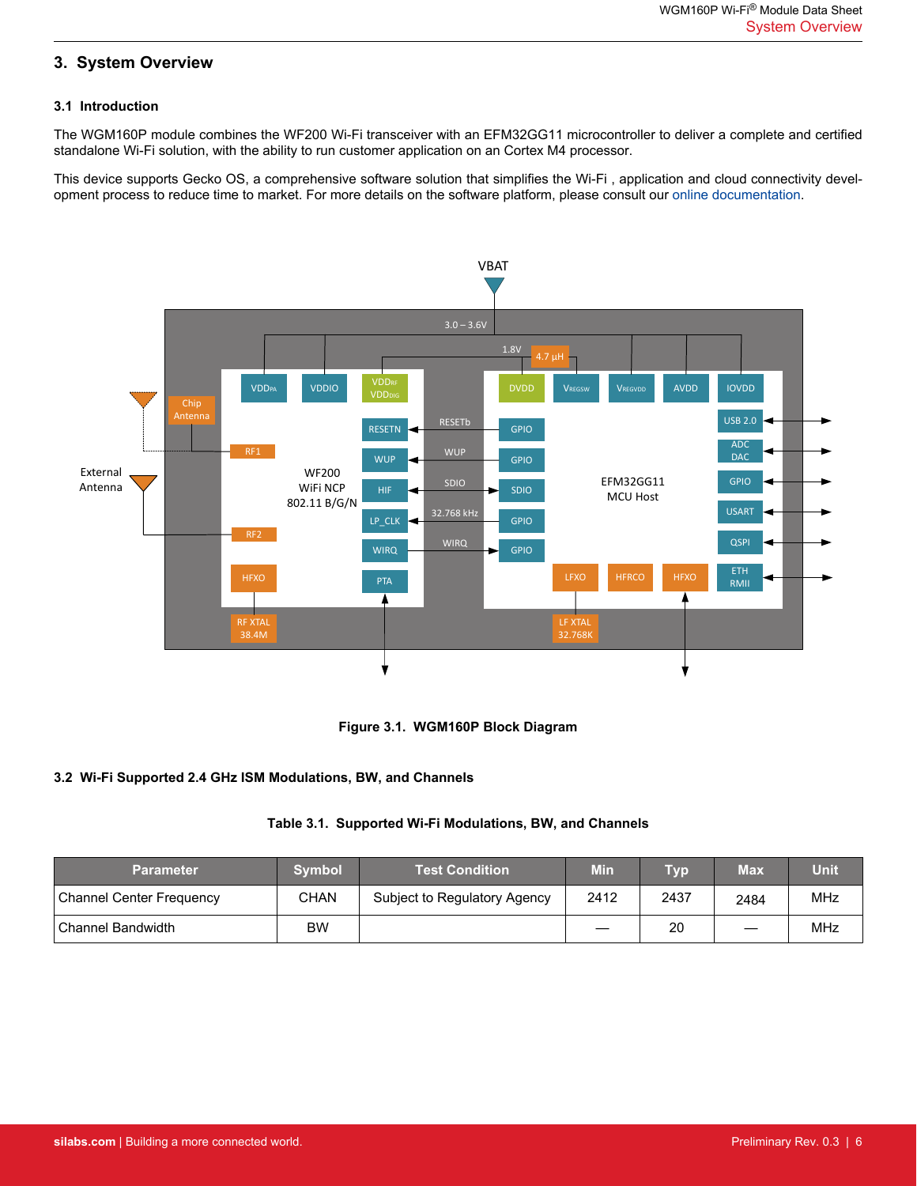# 3. System Overview

## 3.1 Introduction

The WGM160P module combines the WF200 Wi-Fi transceiver with an EFM32GG11 microcontroller to deliver a complete and certified standalone Wi-Fi solution, with the ability to run customer application on an Cortex M4 processor.

This device supports Gecko OS, a comprehensive software solution that simplifies the Wi-Fi , application and cloud connectivity development process to reduce time to market. For more details on the software platform, please consult our online documentation.

**Figure 3.1. WGM160P Block Diagram**

## 3.2 Wi-Fi Supported 2.4 GHz ISM Modulations, BW, and Channels

**Table 3.1. Supported Wi-Fi Modulations, BW, and Channels**

| Parameter | Symbol | Test Condition | Min | Typ | Max | Unit |
|---|---|---|---|---|---|---|
| Channel Center Frequency | CHAN | Subject to Regulatory Agency | 2412 | 2437 | 2484 | MHz |
| Channel Bandwidth | BW | | — | 20 | — | MHz |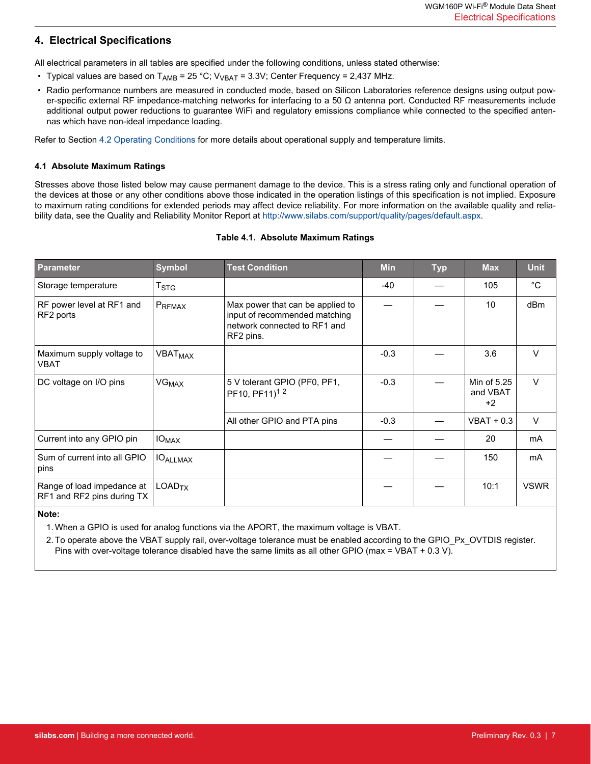# 4. Electrical Specifications

All electrical parameters in all tables are specified under the following conditions, unless stated otherwise:

- Typical values are based on $T_{AMB}$ = 25 °C; $V_{VBAT}$ = 3.3V; Center Frequency = 2,437 MHz.
- Radio performance numbers are measured in conducted mode, based on Silicon Laboratories reference designs using output power-specific external RF impedance-matching networks for interfacing to a 50 Ω antenna port. Conducted RF measurements include additional output power reductions to guarantee WiFi and regulatory emissions compliance while connected to the specified antennas which have non-ideal impedance loading.

Refer to Section 4.2 Operating Conditions for more details about operational supply and temperature limits.

## 4.1 Absolute Maximum Ratings

Stresses above those listed below may cause permanent damage to the device. This is a stress rating only and functional operation of the devices at those or any other conditions above those indicated in the operation listings of this specification is not implied. Exposure to maximum rating conditions for extended periods may affect device reliability. For more information on the available quality and reliability data, see the Quality and Reliability Monitor Report at http://www.silabs.com/support/quality/pages/default.aspx.

**Table 4.1. Absolute Maximum Ratings**

| Parameter | Symbol | Test Condition | Min | Typ | Max | Unit |
|---|---|---|---|---|---|---|
| Storage temperature | $T_{STG}$ | | -40 | — | 105 | °C |
| RF power level at RF1 and RF2 ports | $P_{RFMAX}$ | Max power that can be applied to input of recommended matching network connected to RF1 and RF2 pins. | — | — | 10 | dBm |
| Maximum supply voltage to VBAT | $VBAT_{MAX}$ | | -0.3 | — | 3.6 | V |
| DC voltage on I/O pins | $VG_{MAX}$ | 5 V tolerant GPIO (PF0, PF1, PF10, PF11)[1 2] | -0.3 | — | Min of 5.25 and VBAT +2 | V |
| | | All other GPIO and PTA pins | -0.3 | — | VBAT + 0.3 | V |
| Current into any GPIO pin | $IO_{MAX}$ | | — | — | 20 | mA |
| Sum of current into all GPIO pins | $IO_{ALLMAX}$ | | — | — | 150 | mA |
| Range of load impedance at RF1 and RF2 pins during TX | $LOAD_{TX}$ | | — | — | 10:1 | VSWR |

**Note:**

1. When a GPIO is used for analog functions via the APORT, the maximum voltage is VBAT.
2. To operate above the VBAT supply rail, over-voltage tolerance must be enabled according to the GPIO_Px_OVTDIS register. Pins with over-voltage tolerance disabled have the same limits as all other GPIO (max = VBAT + 0.3 V).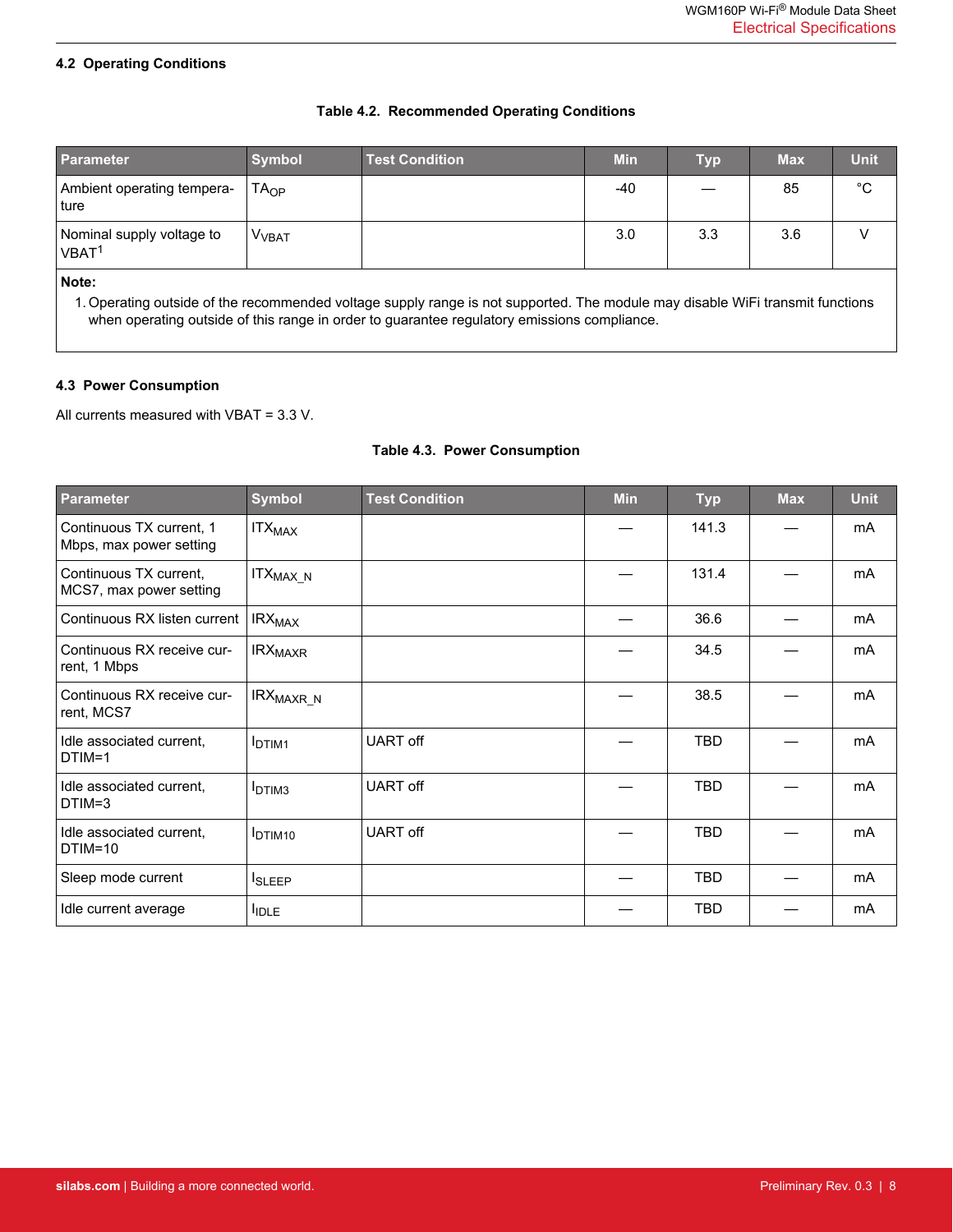## 4.2 Operating Conditions

**Table 4.2. Recommended Operating Conditions**

| Parameter | Symbol | Test Condition | Min | Typ | Max | Unit |
|---|---|---|---|---|---|---|
| Ambient operating temperature | $TA_{OP}$ | | -40 | — | 85 | °C |
| Nominal supply voltage to VBAT[1] | $V_{VBAT}$ | | 3.0 | 3.3 | 3.6 | V |

**Note:**

1. Operating outside of the recommended voltage supply range is not supported. The module may disable WiFi transmit functions when operating outside of this range in order to guarantee regulatory emissions compliance.

## 4.3 Power Consumption

All currents measured with VBAT = 3.3 V.

**Table 4.3. Power Consumption**

| Parameter | Symbol | Test Condition | Min | Typ | Max | Unit |
|---|---|---|---|---|---|---|
| Continuous TX current, 1 Mbps, max power setting | $ITX_{MAX}$ | | — | 141.3 | — | mA |
| Continuous TX current, MCS7, max power setting | $ITX_{MAX\_N}$ | | — | 131.4 | — | mA |
| Continuous RX listen current | $IRX_{MAX}$ | | — | 36.6 | — | mA |
| Continuous RX receive current, 1 Mbps | $IRX_{MAXR}$ | | — | 34.5 | — | mA |
| Continuous RX receive current, MCS7 | $IRX_{MAXR\_N}$ | | — | 38.5 | — | mA |
| Idle associated current, DTIM=1 | $I_{DTIM1}$ | UART off | — | TBD | — | mA |
| Idle associated current, DTIM=3 | $I_{DTIM3}$ | UART off | — | TBD | — | mA |
| Idle associated current, DTIM=10 | $I_{DTIM10}$ | UART off | — | TBD | — | mA |
| Sleep mode current | $I_{SLEEP}$ | | — | TBD | — | mA |
| Idle current average | $I_{IDLE}$ | | — | TBD | — | mA |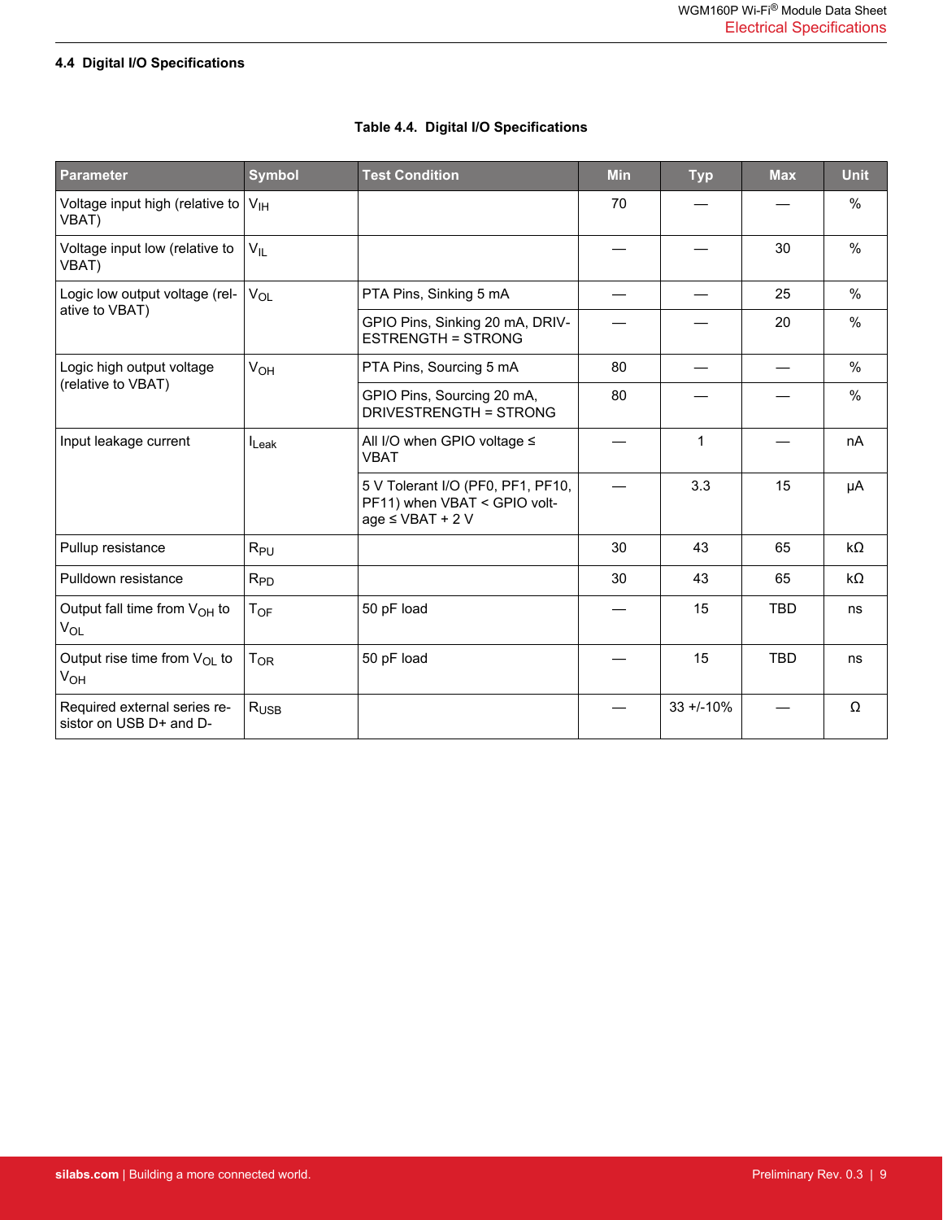### 4.4 Digital I/O Specifications

**Table 4.4. Digital I/O Specifications**

| Parameter | Symbol | Test Condition | Min | Typ | Max | Unit |
|---|---|---|---|---|---|---|
| Voltage input high (relative to VBAT) | $V_{IH}$ | | 70 | — | — | % |
| Voltage input low (relative to VBAT) | $V_{IL}$ | | — | — | 30 | % |
| Logic low output voltage (relative to VBAT) | $V_{OL}$ | PTA Pins, Sinking 5 mA | — | — | 25 | % |
| | | GPIO Pins, Sinking 20 mA, DRIVESTRENGTH = STRONG | — | — | 20 | % |
| Logic high output voltage (relative to VBAT) | $V_{OH}$ | PTA Pins, Sourcing 5 mA | 80 | — | — | % |
| | | GPIO Pins, Sourcing 20 mA, DRIVESTRENGTH = STRONG | 80 | — | — | % |
| Input leakage current | $I_{Leak}$ | All I/O when GPIO voltage ≤ VBAT | — | 1 | — | nA |
| | | 5 V Tolerant I/O (PF0, PF1, PF10, PF11) when VBAT < GPIO voltage ≤ VBAT + 2 V | — | 3.3 | 15 | µA |
| Pullup resistance | $R_{PU}$ | | 30 | 43 | 65 | kΩ |
| Pulldown resistance | $R_{PD}$ | | 30 | 43 | 65 | kΩ |
| Output fall time from $V_{OH}$ to $V_{OL}$ | $T_{OF}$ | 50 pF load | — | 15 | TBD | ns |
| Output rise time from $V_{OL}$ to $V_{OH}$ | $T_{OR}$ | 50 pF load | — | 15 | TBD | ns |
| Required external series resistor on USB D+ and D- | $R_{USB}$ | | — | 33 +/-10% | — | Ω |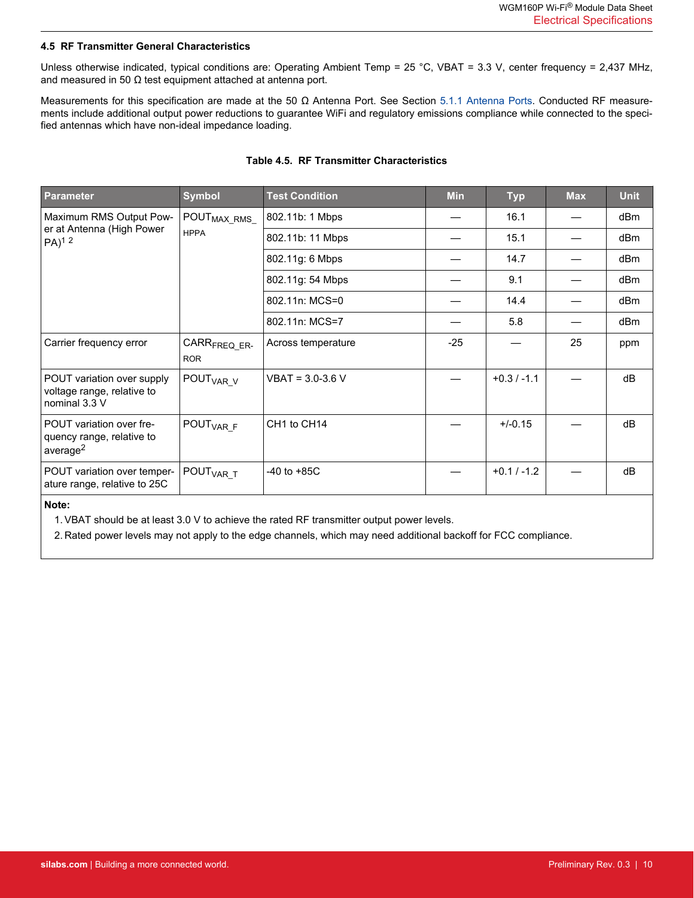### 4.5 RF Transmitter General Characteristics

Unless otherwise indicated, typical conditions are: Operating Ambient Temp = 25 °C, VBAT = 3.3 V, center frequency = 2,437 MHz, and measured in 50 Ω test equipment attached at antenna port.

Measurements for this specification are made at the 50 Ω Antenna Port. See Section 5.1.1 Antenna Ports. Conducted RF measurements include additional output power reductions to guarantee WiFi and regulatory emissions compliance while connected to the specified antennas which have non-ideal impedance loading.

**Table 4.5. RF Transmitter Characteristics**

| Parameter | Symbol | Test Condition | Min | Typ | Max | Unit |
|---|---|---|---|---|---|---|
| Maximum RMS Output Power at Antenna (High Power PA)[1] [2] | $POUT_{MAX\_RMS\_HPPA}$ | 802.11b: 1 Mbps | — | 16.1 | — | dBm |
| | | 802.11b: 11 Mbps | — | 15.1 | — | dBm |
| | | 802.11g: 6 Mbps | — | 14.7 | — | dBm |
| | | 802.11g: 54 Mbps | — | 9.1 | — | dBm |
| | | 802.11n: MCS=0 | — | 14.4 | — | dBm |
| | | 802.11n: MCS=7 | — | 5.8 | — | dBm |
| Carrier frequency error | $CARR_{FREQ\_ERROR}$ | Across temperature | -25 | — | 25 | ppm |
| POUT variation over supply voltage range, relative to nominal 3.3 V | $POUT_{VAR\_V}$ | VBAT = 3.0-3.6 V | — | +0.3 / -1.1 | — | dB |
| POUT variation over frequency range, relative to average[2] | $POUT_{VAR\_F}$ | CH1 to CH14 | — | +/-0.15 | — | dB |
| POUT variation over temperature range, relative to 25C | $POUT_{VAR\_T}$ | -40 to +85C | — | +0.1 / -1.2 | — | dB |

**Note:**

1. VBAT should be at least 3.0 V to achieve the rated RF transmitter output power levels.
2. Rated power levels may not apply to the edge channels, which may need additional backoff for FCC compliance.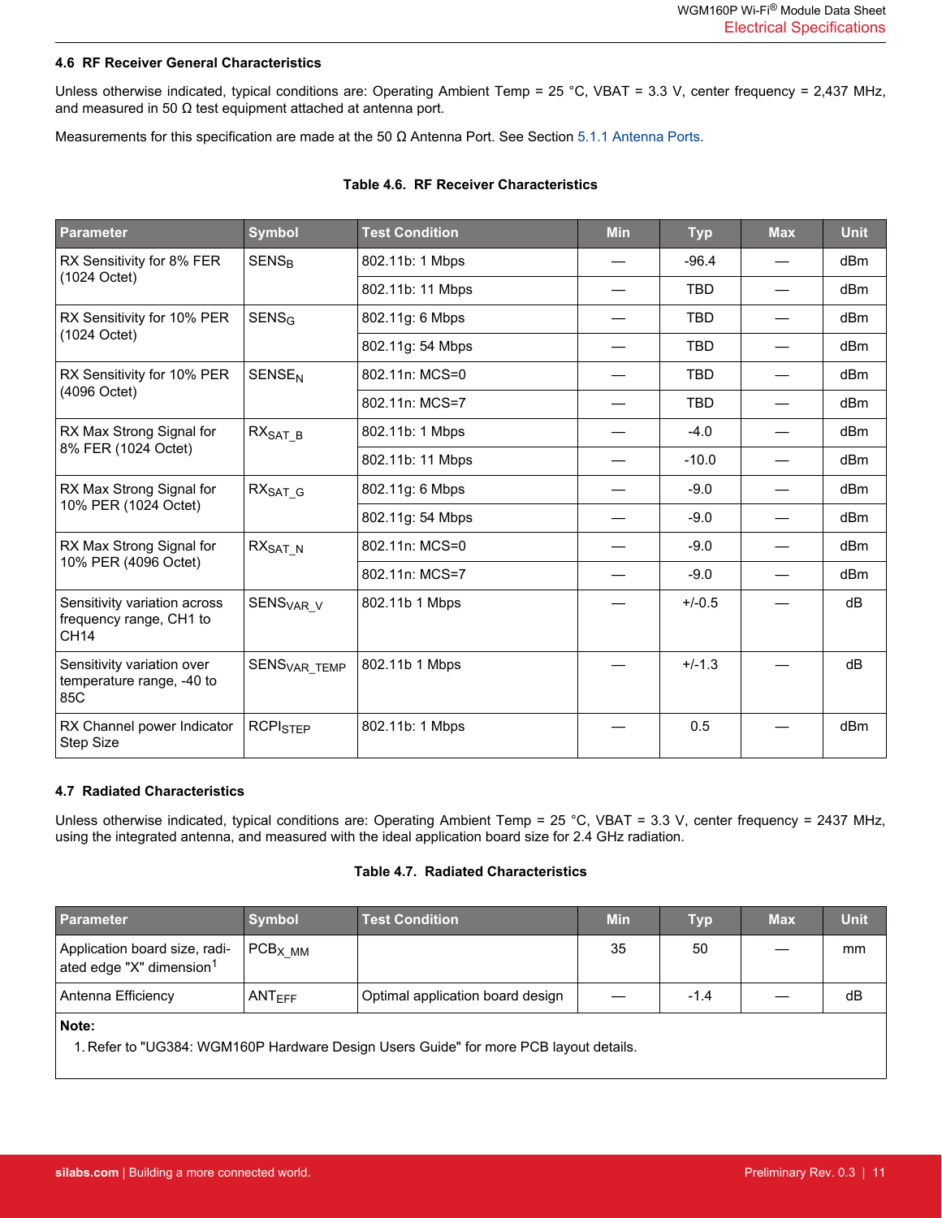### 4.6 RF Receiver General Characteristics

Unless otherwise indicated, typical conditions are: Operating Ambient Temp = 25 °C, VBAT = 3.3 V, center frequency = 2,437 MHz, and measured in 50 Ω test equipment attached at antenna port.

Measurements for this specification are made at the 50 Ω Antenna Port. See Section 5.1.1 Antenna Ports.

**Table 4.6. RF Receiver Characteristics**

| Parameter | Symbol | Test Condition | Min | Typ | Max | Unit |
|---|---|---|---|---|---|---|
| RX Sensitivity for 8% FER (1024 Octet) | $SENS_B$ | 802.11b: 1 Mbps | — | -96.4 | — | dBm |
| | | 802.11b: 11 Mbps | — | TBD | — | dBm |
| RX Sensitivity for 10% PER (1024 Octet) | $SENS_G$ | 802.11g: 6 Mbps | — | TBD | — | dBm |
| | | 802.11g: 54 Mbps | — | TBD | — | dBm |
| RX Sensitivity for 10% PER (4096 Octet) | $SENSE_N$ | 802.11n: MCS=0 | — | TBD | — | dBm |
| | | 802.11n: MCS=7 | — | TBD | — | dBm |
| RX Max Strong Signal for 8% FER (1024 Octet) | $RX_{SAT\_B}$ | 802.11b: 1 Mbps | — | -4.0 | — | dBm |
| | | 802.11b: 11 Mbps | — | -10.0 | — | dBm |
| RX Max Strong Signal for 10% PER (1024 Octet) | $RX_{SAT\_G}$ | 802.11g: 6 Mbps | — | -9.0 | — | dBm |
| | | 802.11g: 54 Mbps | — | -9.0 | — | dBm |
| RX Max Strong Signal for 10% PER (4096 Octet) | $RX_{SAT\_N}$ | 802.11n: MCS=0 | — | -9.0 | — | dBm |
| | | 802.11n: MCS=7 | — | -9.0 | — | dBm |
| Sensitivity variation across frequency range, CH1 to CH14 | $SENS_{VAR\_V}$ | 802.11b 1 Mbps | — | +/-0.5 | — | dB |
| Sensitivity variation over temperature range, -40 to 85C | $SENS_{VAR\_TEMP}$ | 802.11b 1 Mbps | — | +/-1.3 | — | dB |
| RX Channel power Indicator Step Size | $RCPI_{STEP}$ | 802.11b: 1 Mbps | — | 0.5 | — | dBm |

### 4.7 Radiated Characteristics

Unless otherwise indicated, typical conditions are: Operating Ambient Temp = 25 °C, VBAT = 3.3 V, center frequency = 2437 MHz, using the integrated antenna, and measured with the ideal application board size for 2.4 GHz radiation.

**Table 4.7. Radiated Characteristics**

| Parameter | Symbol | Test Condition | Min | Typ | Max | Unit |
|---|---|---|---|---|---|---|
| Application board size, radiated edge "X" dimension[1] | $PCB_{X\_MM}$ | | 35 | 50 | — | mm |
| Antenna Efficiency | $ANT_{EFF}$ | Optimal application board design | — | -1.4 | — | dB |

**Note:**

1. Refer to "UG384: WGM160P Hardware Design Users Guide" for more PCB layout details.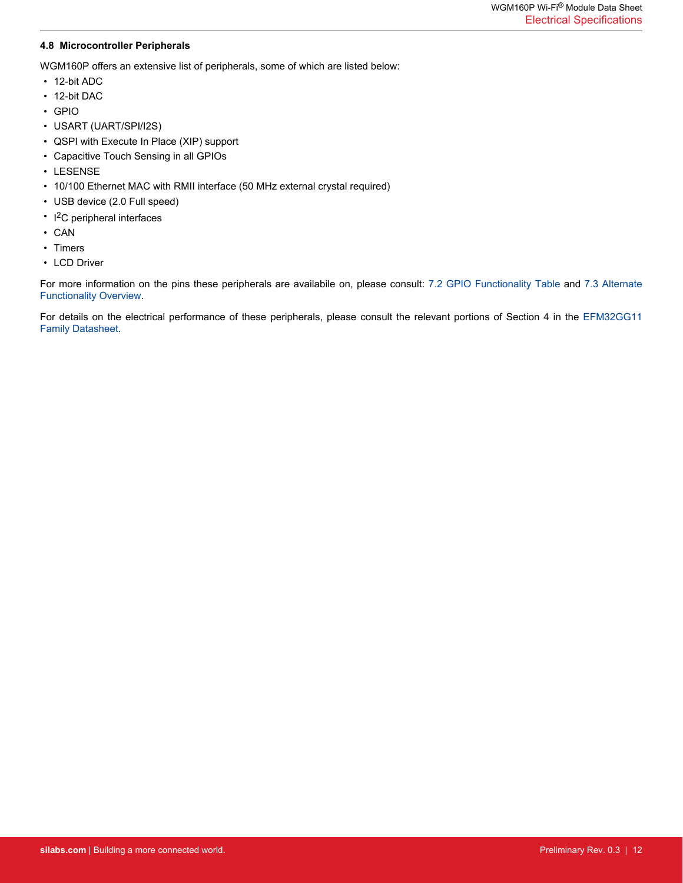### 4.8 Microcontroller Peripherals

WGM160P offers an extensive list of peripherals, some of which are listed below:

- 12-bit ADC
- 12-bit DAC
- GPIO
- USART (UART/SPI/I2S)
- QSPI with Execute In Place (XIP) support
- Capacitive Touch Sensing in all GPIOs
- LESENSE
- 10/100 Ethernet MAC with RMII interface (50 MHz external crystal required)
- USB device (2.0 Full speed)
- $I^2C$ peripheral interfaces
- CAN
- Timers
- LCD Driver

For more information on the pins these peripherals are availabile on, please consult: 7.2 GPIO Functionality Table and 7.3 Alternate Functionality Overview.

For details on the electrical performance of these peripherals, please consult the relevant portions of Section 4 in the EFM32GG11 Family Datasheet.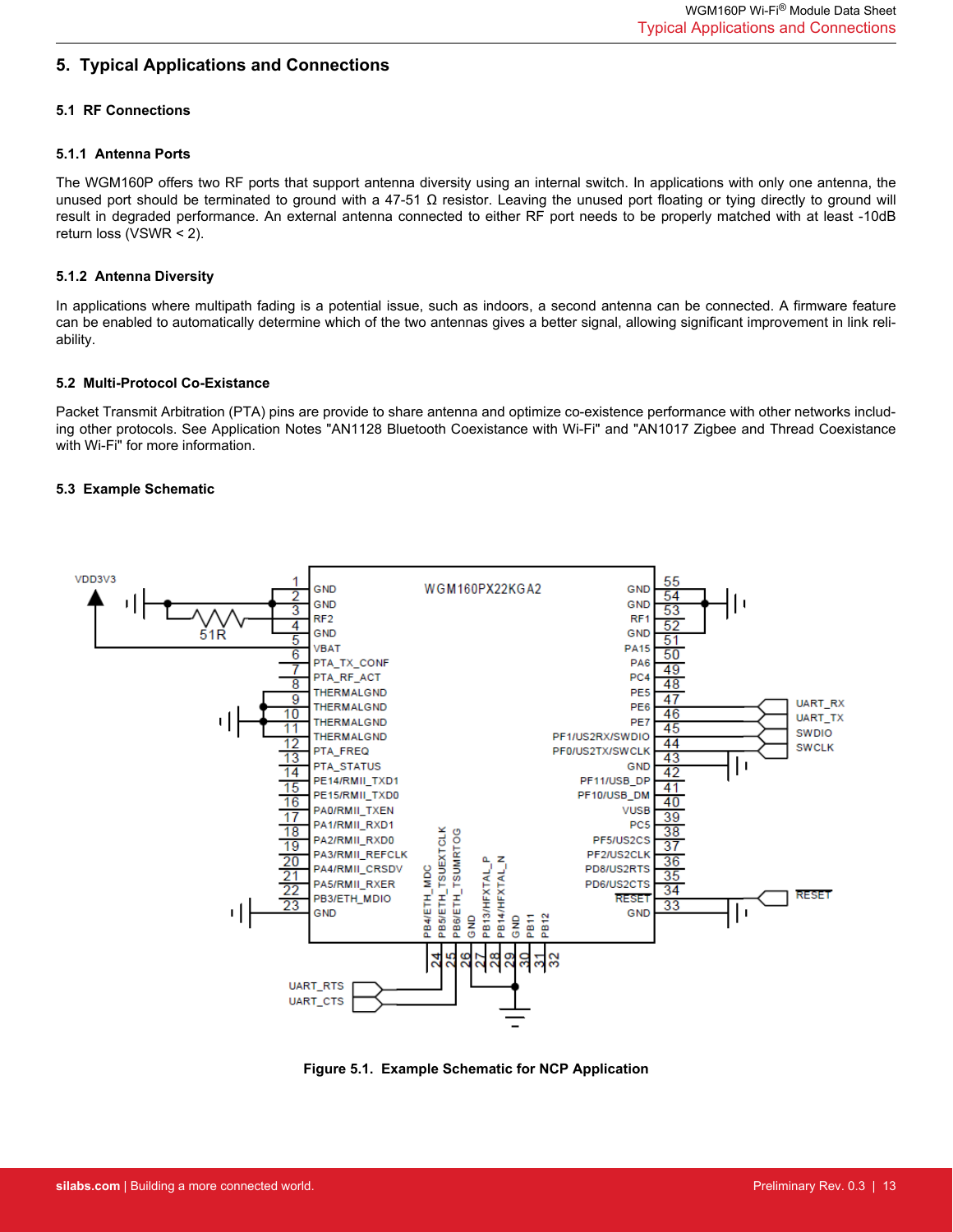# 5. Typical Applications and Connections

## 5.1 RF Connections

### 5.1.1 Antenna Ports

The WGM160P offers two RF ports that support antenna diversity using an internal switch. In applications with only one antenna, the unused port should be terminated to ground with a 47-51 Ω resistor. Leaving the unused port floating or tying directly to ground will result in degraded performance. An external antenna connected to either RF port needs to be properly matched with at least -10dB return loss (VSWR < 2).

### 5.1.2 Antenna Diversity

In applications where multipath fading is a potential issue, such as indoors, a second antenna can be connected. A firmware feature can be enabled to automatically determine which of the two antennas gives a better signal, allowing significant improvement in link reliability.

## 5.2 Multi-Protocol Co-Existance

Packet Transmit Arbitration (PTA) pins are provide to share antenna and optimize co-existence performance with other networks including other protocols. See Application Notes "AN1128 Bluetooth Coexistance with Wi-Fi" and "AN1017 Zigbee and Thread Coexistance with Wi-Fi" for more information.

## 5.3 Example Schematic

Figure 5.1. Example Schematic for NCP Application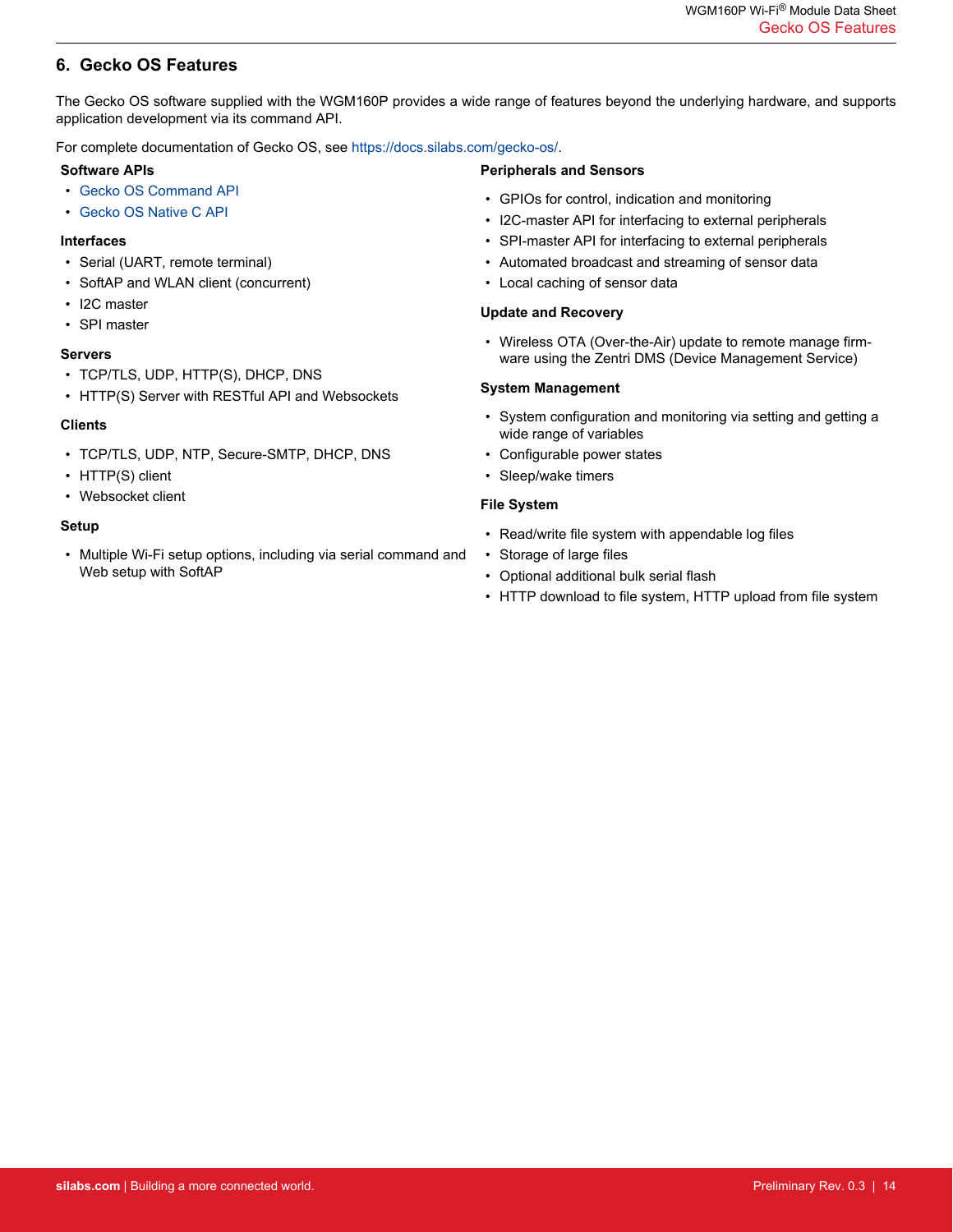## 6. Gecko OS Features

The Gecko OS software supplied with the WGM160P provides a wide range of features beyond the underlying hardware, and supports application development via its command API.

For complete documentation of Gecko OS, see https://docs.silabs.com/gecko-os/.

**Software APIs**

- Gecko OS Command API
- Gecko OS Native C API

**Interfaces**

- Serial (UART, remote terminal)
- SoftAP and WLAN client (concurrent)
- I2C master
- SPI master

**Servers**

- TCP/TLS, UDP, HTTP(S), DHCP, DNS
- HTTP(S) Server with RESTful API and Websockets

**Clients**

- TCP/TLS, UDP, NTP, Secure-SMTP, DHCP, DNS
- HTTP(S) client
- Websocket client

**Setup**

- Multiple Wi-Fi setup options, including via serial command and Web setup with SoftAP

**Peripherals and Sensors**

- GPIOs for control, indication and monitoring
- I2C-master API for interfacing to external peripherals
- SPI-master API for interfacing to external peripherals
- Automated broadcast and streaming of sensor data
- Local caching of sensor data

**Update and Recovery**

- Wireless OTA (Over-the-Air) update to remote manage firmware using the Zentri DMS (Device Management Service)

**System Management**

- System configuration and monitoring via setting and getting a wide range of variables
- Configurable power states
- Sleep/wake timers

**File System**

- Read/write file system with appendable log files
- Storage of large files
- Optional additional bulk serial flash
- HTTP download to file system, HTTP upload from file system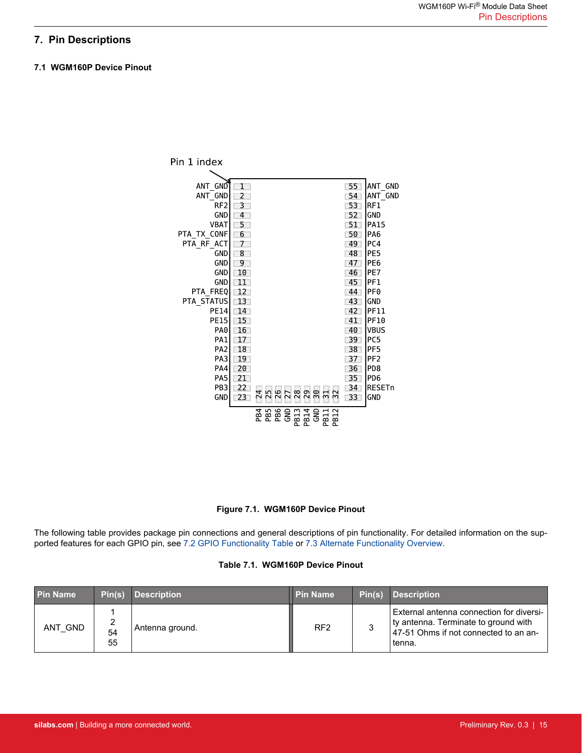## 7. Pin Descriptions

### 7.1 WGM160P Device Pinout

Figure 7.1. WGM160P Device Pinout

The following table provides package pin connections and general descriptions of pin functionality. For detailed information on the supported features for each GPIO pin, see 7.2 GPIO Functionality Table or 7.3 Alternate Functionality Overview.

Table 7.1. WGM160P Device Pinout

| Pin Name | Pin(s) | Description | Pin Name | Pin(s) | Description |
| --- | --- | --- | --- | --- | --- |
| ANT_GND | 1<br>2<br>54<br>55 | Antenna ground. | RF2 | 3 | External antenna connection for diversity antenna. Terminate to ground with 47-51 Ohms if not connected to an antenna. |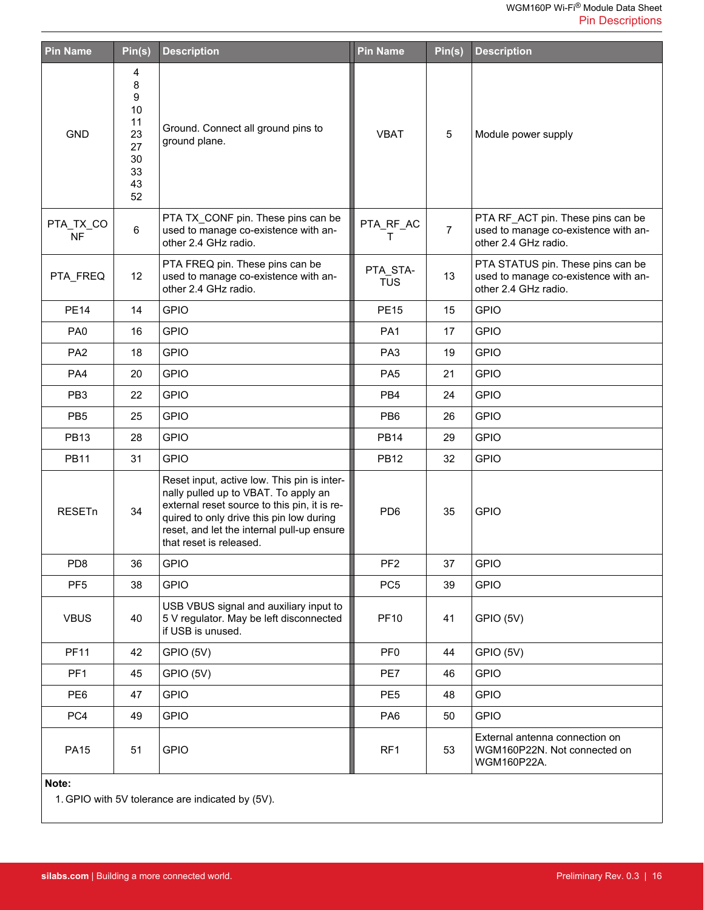| Pin Name | Pin(s) | Description | Pin Name | Pin(s) | Description |
|---|---|---|---|---|---|
| GND | 4<br>8<br>9<br>10<br>11<br>23<br>27<br>30<br>33<br>43<br>52 | Ground. Connect all ground pins to ground plane. | VBAT | 5 | Module power supply |
| PTA_TX_CONF | 6 | PTA TX_CONF pin. These pins can be used to manage co-existence with another 2.4 GHz radio. | PTA_RF_ACT | 7 | PTA RF_ACT pin. These pins can be used to manage co-existence with another 2.4 GHz radio. |
| PTA_FREQ | 12 | PTA FREQ pin. These pins can be used to manage co-existence with another 2.4 GHz radio. | PTA_STATUS | 13 | PTA STATUS pin. These pins can be used to manage co-existence with another 2.4 GHz radio. |
| PE14 | 14 | GPIO | PE15 | 15 | GPIO |
| PA0 | 16 | GPIO | PA1 | 17 | GPIO |
| PA2 | 18 | GPIO | PA3 | 19 | GPIO |
| PA4 | 20 | GPIO | PA5 | 21 | GPIO |
| PB3 | 22 | GPIO | PB4 | 24 | GPIO |
| PB5 | 25 | GPIO | PB6 | 26 | GPIO |
| PB13 | 28 | GPIO | PB14 | 29 | GPIO |
| PB11 | 31 | GPIO | PB12 | 32 | GPIO |
| RESETn | 34 | Reset input, active low. This pin is internally pulled up to VBAT. To apply an external reset source to this pin, it is required to only drive this pin low during reset, and let the internal pull-up ensure that reset is released. | PD6 | 35 | GPIO |
| PD8 | 36 | GPIO | PF2 | 37 | GPIO |
| PF5 | 38 | GPIO | PC5 | 39 | GPIO |
| VBUS | 40 | USB VBUS signal and auxiliary input to 5 V regulator. May be left disconnected if USB is unused. | PF10 | 41 | GPIO (5V) |
| PF11 | 42 | GPIO (5V) | PF0 | 44 | GPIO (5V) |
| PF1 | 45 | GPIO (5V) | PE7 | 46 | GPIO |
| PE6 | 47 | GPIO | PE5 | 48 | GPIO |
| PC4 | 49 | GPIO | PA6 | 50 | GPIO |
| PA15 | 51 | GPIO | RF1 | 53 | External antenna connection on WGM160P22N. Not connected on WGM160P22A. |

**Note:**

1. GPIO with 5V tolerance are indicated by (5V).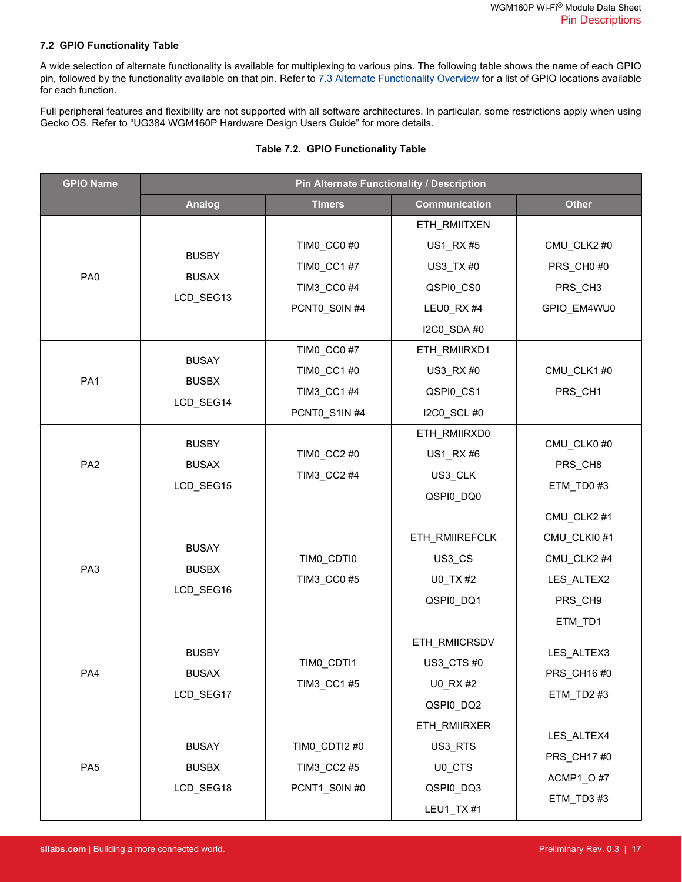## 7.2 GPIO Functionality Table

A wide selection of alternate functionality is available for multiplexing to various pins. The following table shows the name of each GPIO pin, followed by the functionality available on that pin. Refer to 7.3 Alternate Functionality Overview for a list of GPIO locations available for each function.

Full peripheral features and flexibility are not supported with all software architectures. In particular, some restrictions apply when using Gecko OS. Refer to "UG384 WGM160P Hardware Design Users Guide" for more details.

**Table 7.2. GPIO Functionality Table**

| GPIO Name | Pin Alternate Functionality / Description | | | |
|---|---|---|---|---|
| | Analog | Timers | Communication | Other |
| PA0 | BUSBY<br>BUSAX<br>LCD_SEG13 | TIM0_CC0 #0<br>TIM0_CC1 #7<br>TIM3_CC0 #4<br>PCNT0_S0IN #4 | ETH_RMIITXEN<br>US1_RX #5<br>US3_TX #0<br>QSPI0_CS0<br>LEU0_RX #4<br>I2C0_SDA #0 | CMU_CLK2 #0<br>PRS_CH0 #0<br>PRS_CH3<br>GPIO_EM4WU0 |
| PA1 | BUSAY<br>BUSBX<br>LCD_SEG14 | TIM0_CC0 #7<br>TIM0_CC1 #0<br>TIM3_CC1 #4<br>PCNT0_S1IN #4 | ETH_RMIIRXD1<br>US3_RX #0<br>QSPI0_CS1<br>I2C0_SCL #0 | CMU_CLK1 #0<br>PRS_CH1 |
| PA2 | BUSBY<br>BUSAX<br>LCD_SEG15 | TIM0_CC2 #0<br>TIM3_CC2 #4 | ETH_RMIIRXD0<br>US1_RX #6<br>US3_CLK<br>QSPI0_DQ0 | CMU_CLK0 #0<br>PRS_CH8<br>ETM_TD0 #3 |
| PA3 | BUSAY<br>BUSBX<br>LCD_SEG16 | TIM0_CDTI0<br>TIM3_CC0 #5 | ETH_RMIIREFCLK<br>US3_CS<br>U0_TX #2<br>QSPI0_DQ1 | CMU_CLK2 #1<br>CMU_CLKI0 #1<br>CMU_CLK2 #4<br>LES_ALTEX2<br>PRS_CH9<br>ETM_TD1 |
| PA4 | BUSBY<br>BUSAX<br>LCD_SEG17 | TIM0_CDTI1<br>TIM3_CC1 #5 | ETH_RMIICRSDV<br>US3_CTS #0<br>U0_RX #2<br>QSPI0_DQ2 | LES_ALTEX3<br>PRS_CH16 #0<br>ETM_TD2 #3 |
| PA5 | BUSAY<br>BUSBX<br>LCD_SEG18 | TIM0_CDTI2 #0<br>TIM3_CC2 #5<br>PCNT1_S0IN #0 | ETH_RMIIRXER<br>US3_RTS<br>U0_CTS<br>QSPI0_DQ3<br>LEU1_TX #1 | LES_ALTEX4<br>PRS_CH17 #0<br>ACMP1_O #7<br>ETM_TD3 #3 |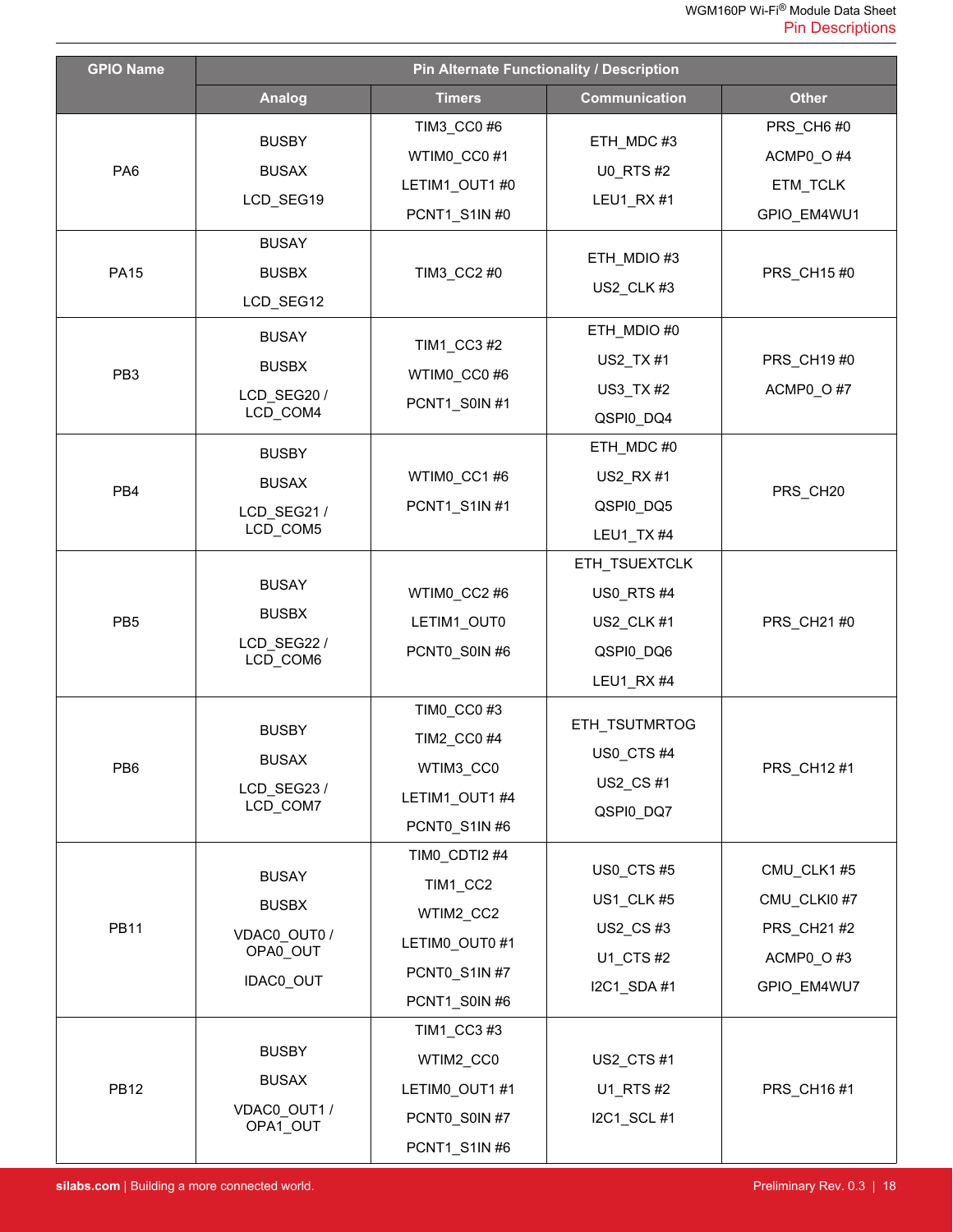| GPIO Name | Pin Alternate Functionality / Description | | | |
|---|---|---|---|---|
| | Analog | Timers | Communication | Other |
| PA6 | BUSBY<br>BUSAX<br>LCD_SEG19 | TIM3_CC0 #6<br>WTIM0_CC0 #1<br>LETIM1_OUT1 #0<br>PCNT1_S1IN #0 | ETH_MDC #3<br>U0_RTS #2<br>LEU1_RX #1 | PRS_CH6 #0<br>ACMP0_O #4<br>ETM_TCLK<br>GPIO_EM4WU1 |
| PA15 | BUSAY<br>BUSBX<br>LCD_SEG12 | TIM3_CC2 #0 | ETH_MDIO #3<br>US2_CLK #3 | PRS_CH15 #0 |
| PB3 | BUSAY<br>BUSBX<br>LCD_SEG20 / LCD_COM4 | TIM1_CC3 #2<br>WTIM0_CC0 #6<br>PCNT1_S0IN #1 | ETH_MDIO #0<br>US2_TX #1<br>US3_TX #2<br>QSPI0_DQ4 | PRS_CH19 #0<br>ACMP0_O #7 |
| PB4 | BUSBY<br>BUSAX<br>LCD_SEG21 / LCD_COM5 | WTIM0_CC1 #6<br>PCNT1_S1IN #1 | ETH_MDC #0<br>US2_RX #1<br>QSPI0_DQ5<br>LEU1_TX #4 | PRS_CH20 |
| PB5 | BUSAY<br>BUSBX<br>LCD_SEG22 / LCD_COM6 | WTIM0_CC2 #6<br>LETIM1_OUT0<br>PCNT0_S0IN #6 | ETH_TSUEXTCLK<br>US0_RTS #4<br>US2_CLK #1<br>QSPI0_DQ6<br>LEU1_RX #4 | PRS_CH21 #0 |
| PB6 | BUSBY<br>BUSAX<br>LCD_SEG23 / LCD_COM7 | TIM0_CC0 #3<br>TIM2_CC0 #4<br>WTIM3_CC0<br>LETIM1_OUT1 #4<br>PCNT0_S1IN #6 | ETH_TSUTMRTOG<br>US0_CTS #4<br>US2_CS #1<br>QSPI0_DQ7 | PRS_CH12 #1 |
| PB11 | BUSAY<br>BUSBX<br>VDAC0_OUT0 / OPA0_OUT<br>IDAC0_OUT | TIM0_CDTI2 #4<br>TIM1_CC2<br>WTIM2_CC2<br>LETIM0_OUT0 #1<br>PCNT0_S1IN #7<br>PCNT1_S0IN #6 | US0_CTS #5<br>US1_CLK #5<br>US2_CS #3<br>U1_CTS #2<br>I2C1_SDA #1 | CMU_CLK1 #5<br>CMU_CLKI0 #7<br>PRS_CH21 #2<br>ACMP0_O #3<br>GPIO_EM4WU7 |
| PB12 | BUSBY<br>BUSAX<br>VDAC0_OUT1 / OPA1_OUT | TIM1_CC3 #3<br>WTIM2_CC0<br>LETIM0_OUT1 #1<br>PCNT0_S0IN #7<br>PCNT1_S1IN #6 | US2_CTS #1<br>U1_RTS #2<br>I2C1_SCL #1 | PRS_CH16 #1 |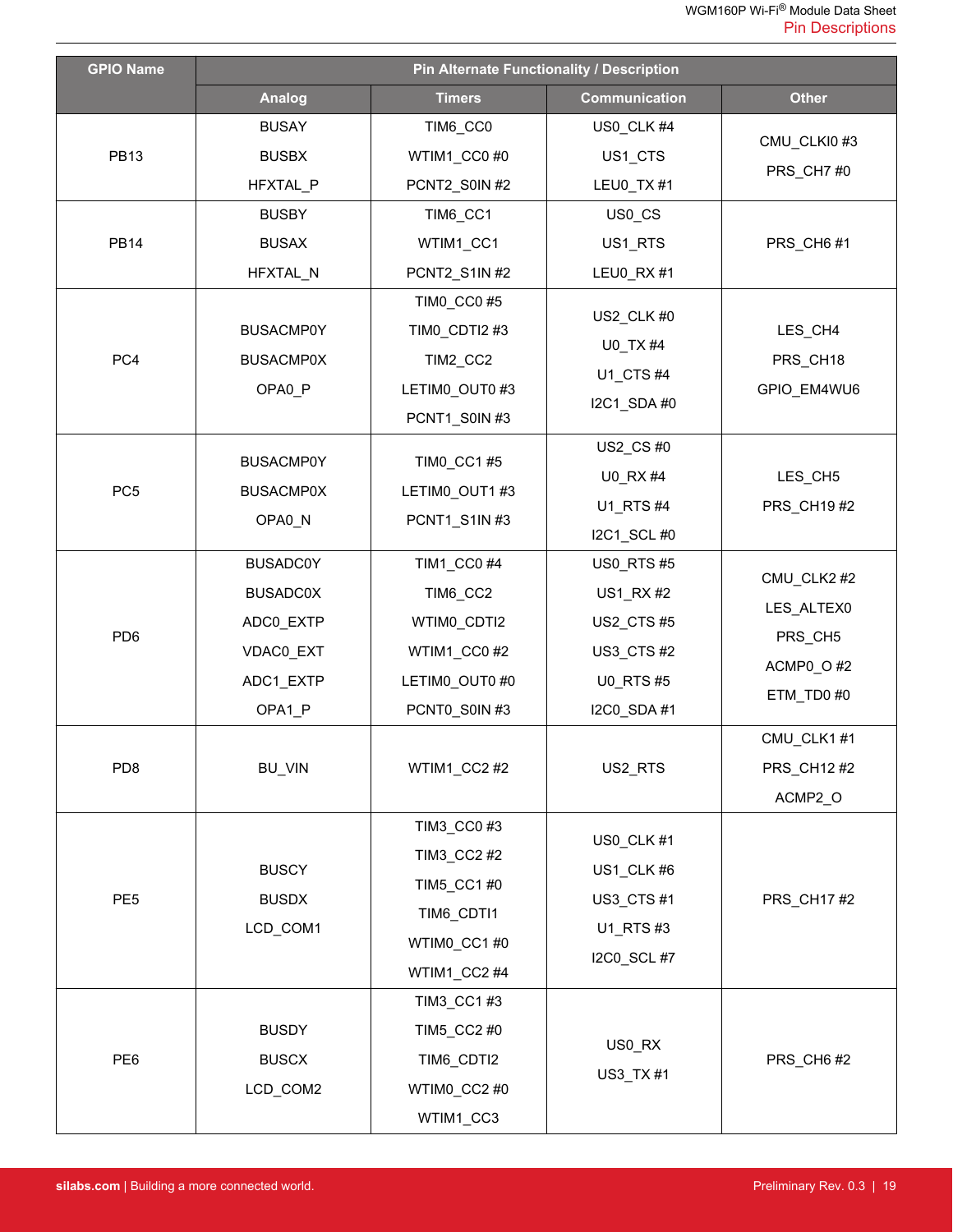| GPIO Name | Pin Alternate Functionality / Description | | | |
|---|---|---|---|---|
| | Analog | Timers | Communication | Other |
| PB13 | BUSAY<br>BUSBX<br>HFXTAL_P | TIM6_CC0<br>WTIM1_CC0 #0<br>PCNT2_S0IN #2 | US0_CLK #4<br>US1_CTS<br>LEU0_TX #1 | CMU_CLKI0 #3<br>PRS_CH7 #0 |
| PB14 | BUSBY<br>BUSAX<br>HFXTAL_N | TIM6_CC1<br>WTIM1_CC1<br>PCNT2_S1IN #2 | US0_CS<br>US1_RTS<br>LEU0_RX #1 | PRS_CH6 #1 |
| PC4 | BUSACMP0Y<br>BUSACMP0X<br>OPA0_P | TIM0_CC0 #5<br>TIM0_CDTI2 #3<br>TIM2_CC2<br>LETIM0_OUT0 #3<br>PCNT1_S0IN #3 | US2_CLK #0<br>U0_TX #4<br>U1_CTS #4<br>I2C1_SDA #0 | LES_CH4<br>PRS_CH18<br>GPIO_EM4WU6 |
| PC5 | BUSACMP0Y<br>BUSACMP0X<br>OPA0_N | TIM0_CC1 #5<br>LETIM0_OUT1 #3<br>PCNT1_S1IN #3 | US2_CS #0<br>U0_RX #4<br>U1_RTS #4<br>I2C1_SCL #0 | LES_CH5<br>PRS_CH19 #2 |
| PD6 | BUSADC0Y<br>BUSADC0X<br>ADC0_EXTP<br>VDAC0_EXT<br>ADC1_EXTP<br>OPA1_P | TIM1_CC0 #4<br>TIM6_CC2<br>WTIM0_CDTI2<br>WTIM1_CC0 #2<br>LETIM0_OUT0 #0<br>PCNT0_S0IN #3 | US0_RTS #5<br>US1_RX #2<br>US2_CTS #5<br>US3_CTS #2<br>U0_RTS #5<br>I2C0_SDA #1 | CMU_CLK2 #2<br>LES_ALTEX0<br>PRS_CH5<br>ACMP0_O #2<br>ETM_TD0 #0 |
| PD8 | BU_VIN | WTIM1_CC2 #2 | US2_RTS | CMU_CLK1 #1<br>PRS_CH12 #2<br>ACMP2_O |
| PE5 | BUSCY<br>BUSDX<br>LCD_COM1 | TIM3_CC0 #3<br>TIM3_CC2 #2<br>TIM5_CC1 #0<br>TIM6_CDTI1<br>WTIM0_CC1 #0<br>WTIM1_CC2 #4 | US0_CLK #1<br>US1_CLK #6<br>US3_CTS #1<br>U1_RTS #3<br>I2C0_SCL #7 | PRS_CH17 #2 |
| PE6 | BUSDY<br>BUSCX<br>LCD_COM2 | TIM3_CC1 #3<br>TIM5_CC2 #0<br>TIM6_CDTI2<br>WTIM0_CC2 #0<br>WTIM1_CC3 | US0_RX<br>US3_TX #1 | PRS_CH6 #2 |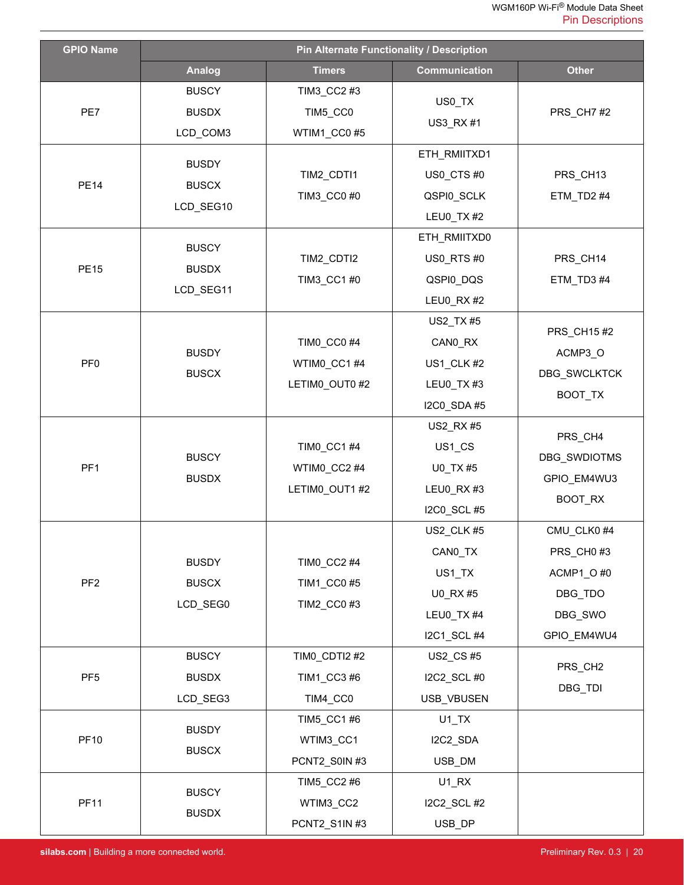| GPIO Name | Pin Alternate Functionality / Description | | | |
|---|---|---|---|---|
| | Analog | Timers | Communication | Other |
| PE7 | BUSCY<br>BUSDX<br>LCD_COM3 | TIM3_CC2 #3<br>TIM5_CC0<br>WTIM1_CC0 #5 | US0_TX<br>US3_RX #1 | PRS_CH7 #2 |
| PE14 | BUSDY<br>BUSCX<br>LCD_SEG10 | TIM2_CDTI1<br>TIM3_CC0 #0 | ETH_RMIITXD1<br>US0_CTS #0<br>QSPI0_SCLK<br>LEU0_TX #2 | PRS_CH13<br>ETM_TD2 #4 |
| PE15 | BUSCY<br>BUSDX<br>LCD_SEG11 | TIM2_CDTI2<br>TIM3_CC1 #0 | ETH_RMIITXD0<br>US0_RTS #0<br>QSPI0_DQS<br>LEU0_RX #2 | PRS_CH14<br>ETM_TD3 #4 |
| PF0 | BUSDY<br>BUSCX | TIM0_CC0 #4<br>WTIM0_CC1 #4<br>LETIM0_OUT0 #2 | US2_TX #5<br>CAN0_RX<br>US1_CLK #2<br>LEU0_TX #3<br>I2C0_SDA #5 | PRS_CH15 #2<br>ACMP3_O<br>DBG_SWCLKTCK<br>BOOT_TX |
| PF1 | BUSCY<br>BUSDX | TIM0_CC1 #4<br>WTIM0_CC2 #4<br>LETIM0_OUT1 #2 | US2_RX #5<br>US1_CS<br>U0_TX #5<br>LEU0_RX #3<br>I2C0_SCL #5 | PRS_CH4<br>DBG_SWDIOTMS<br>GPIO_EM4WU3<br>BOOT_RX |
| PF2 | BUSDY<br>BUSCX<br>LCD_SEG0 | TIM0_CC2 #4<br>TIM1_CC0 #5<br>TIM2_CC0 #3 | US2_CLK #5<br>CAN0_TX<br>US1_TX<br>U0_RX #5<br>LEU0_TX #4<br>I2C1_SCL #4 | CMU_CLK0 #4<br>PRS_CH0 #3<br>ACMP1_O #0<br>DBG_TDO<br>DBG_SWO<br>GPIO_EM4WU4 |
| PF5 | BUSCY<br>BUSDX<br>LCD_SEG3 | TIM0_CDTI2 #2<br>TIM1_CC3 #6<br>TIM4_CC0 | US2_CS #5<br>I2C2_SCL #0<br>USB_VBUSEN | PRS_CH2<br>DBG_TDI |
| PF10 | BUSDY<br>BUSCX | TIM5_CC1 #6<br>WTIM3_CC1<br>PCNT2_S0IN #3 | U1_TX<br>I2C2_SDA<br>USB_DM | |
| PF11 | BUSCY<br>BUSDX | TIM5_CC2 #6<br>WTIM3_CC2<br>PCNT2_S1IN #3 | U1_RX<br>I2C2_SCL #2<br>USB_DP | |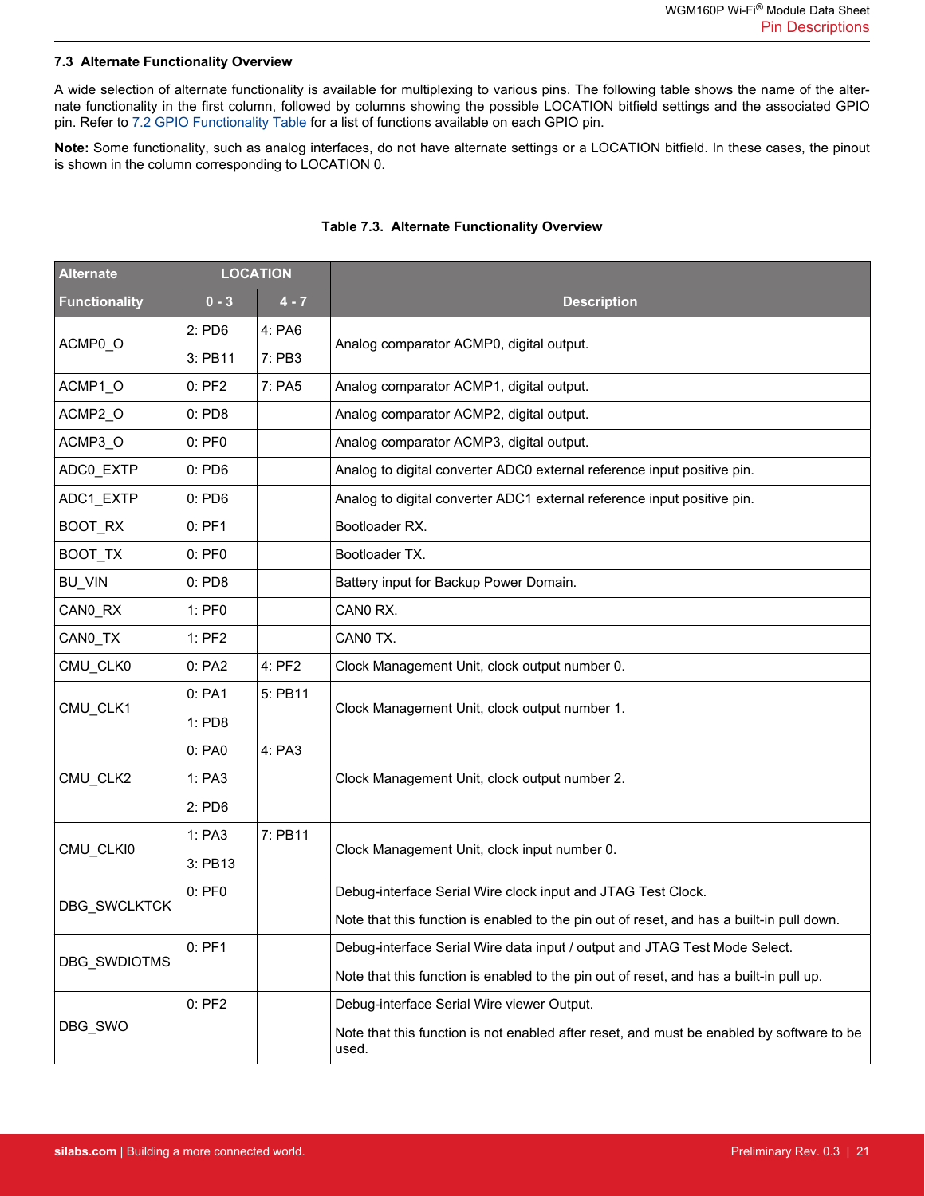### 7.3 Alternate Functionality Overview

A wide selection of alternate functionality is available for multiplexing to various pins. The following table shows the name of the alternate functionality in the first column, followed by columns showing the possible LOCATION bitfield settings and the associated GPIO pin. Refer to 7.2 GPIO Functionality Table for a list of functions available on each GPIO pin.

**Note:** Some functionality, such as analog interfaces, do not have alternate settings or a LOCATION bitfield. In these cases, the pinout is shown in the column corresponding to LOCATION 0.

**Table 7.3. Alternate Functionality Overview**

| Alternate | LOCATION | | |
|---|---|---|---|
| **Functionality** | **0 - 3** | **4 - 7** | **Description** |
| ACMP0_O | 2: PD6<br>3: PB11 | 4: PA6<br>7: PB3 | Analog comparator ACMP0, digital output. |
| ACMP1_O | 0: PF2 | 7: PA5 | Analog comparator ACMP1, digital output. |
| ACMP2_O | 0: PD8 | | Analog comparator ACMP2, digital output. |
| ACMP3_O | 0: PF0 | | Analog comparator ACMP3, digital output. |
| ADC0_EXTP | 0: PD6 | | Analog to digital converter ADC0 external reference input positive pin. |
| ADC1_EXTP | 0: PD6 | | Analog to digital converter ADC1 external reference input positive pin. |
| BOOT_RX | 0: PF1 | | Bootloader RX. |
| BOOT_TX | 0: PF0 | | Bootloader TX. |
| BU_VIN | 0: PD8 | | Battery input for Backup Power Domain. |
| CAN0_RX | 1: PF0 | | CAN0 RX. |
| CAN0_TX | 1: PF2 | | CAN0 TX. |
| CMU_CLK0 | 0: PA2 | 4: PF2 | Clock Management Unit, clock output number 0. |
| CMU_CLK1 | 0: PA1<br>1: PD8 | 5: PB11 | Clock Management Unit, clock output number 1. |
| CMU_CLK2 | 0: PA0<br>1: PA3<br>2: PD6 | 4: PA3 | Clock Management Unit, clock output number 2. |
| CMU_CLKI0 | 1: PA3<br>3: PB13 | 7: PB11 | Clock Management Unit, clock input number 0. |
| DBG_SWCLKTCK | 0: PF0 | | Debug-interface Serial Wire clock input and JTAG Test Clock.<br>Note that this function is enabled to the pin out of reset, and has a built-in pull down. |
| DBG_SWDIOTMS | 0: PF1 | | Debug-interface Serial Wire data input / output and JTAG Test Mode Select.<br>Note that this function is enabled to the pin out of reset, and has a built-in pull up. |
| DBG_SWO | 0: PF2 | | Debug-interface Serial Wire viewer Output.<br>Note that this function is not enabled after reset, and must be enabled by software to be used. |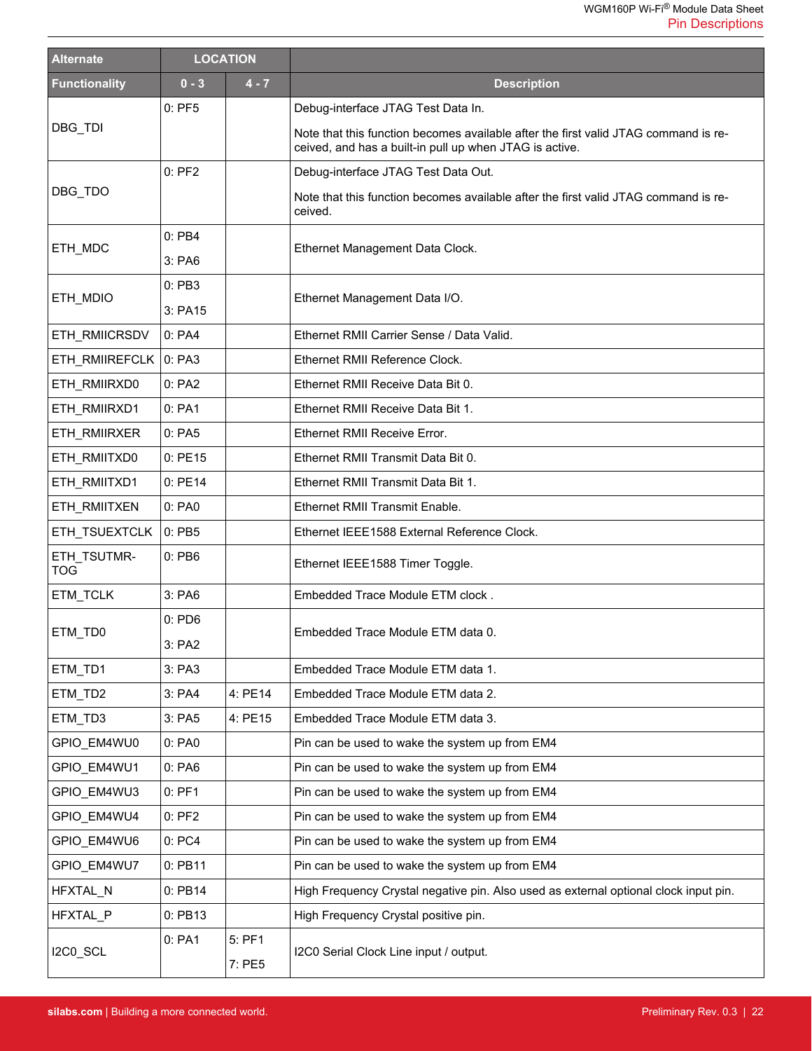| Alternate | LOCATION | | |
|---|---|---|---|
| Functionality | 0 - 3 | 4 - 7 | Description |
| DBG_TDI | 0: PF5 | | Debug-interface JTAG Test Data In.<br><br>Note that this function becomes available after the first valid JTAG command is received, and has a built-in pull up when JTAG is active. |
| DBG_TDO | 0: PF2 | | Debug-interface JTAG Test Data Out.<br><br>Note that this function becomes available after the first valid JTAG command is received. |
| ETH_MDC | 0: PB4<br><br>3: PA6 | | Ethernet Management Data Clock. |
| ETH_MDIO | 0: PB3<br><br>3: PA15 | | Ethernet Management Data I/O. |
| ETH_RMIICRSDV | 0: PA4 | | Ethernet RMII Carrier Sense / Data Valid. |
| ETH_RMIIREFCLK | 0: PA3 | | Ethernet RMII Reference Clock. |
| ETH_RMIIRXD0 | 0: PA2 | | Ethernet RMII Receive Data Bit 0. |
| ETH_RMIIRXD1 | 0: PA1 | | Ethernet RMII Receive Data Bit 1. |
| ETH_RMIIRXER | 0: PA5 | | Ethernet RMII Receive Error. |
| ETH_RMIITXD0 | 0: PE15 | | Ethernet RMII Transmit Data Bit 0. |
| ETH_RMIITXD1 | 0: PE14 | | Ethernet RMII Transmit Data Bit 1. |
| ETH_RMIITXEN | 0: PA0 | | Ethernet RMII Transmit Enable. |
| ETH_TSUEXTCLK | 0: PB5 | | Ethernet IEEE1588 External Reference Clock. |
| ETH_TSUTMRTOG | 0: PB6 | | Ethernet IEEE1588 Timer Toggle. |
| ETM_TCLK | 3: PA6 | | Embedded Trace Module ETM clock . |
| ETM_TD0 | 0: PD6<br><br>3: PA2 | | Embedded Trace Module ETM data 0. |
| ETM_TD1 | 3: PA3 | | Embedded Trace Module ETM data 1. |
| ETM_TD2 | 3: PA4 | 4: PE14 | Embedded Trace Module ETM data 2. |
| ETM_TD3 | 3: PA5 | 4: PE15 | Embedded Trace Module ETM data 3. |
| GPIO_EM4WU0 | 0: PA0 | | Pin can be used to wake the system up from EM4 |
| GPIO_EM4WU1 | 0: PA6 | | Pin can be used to wake the system up from EM4 |
| GPIO_EM4WU3 | 0: PF1 | | Pin can be used to wake the system up from EM4 |
| GPIO_EM4WU4 | 0: PF2 | | Pin can be used to wake the system up from EM4 |
| GPIO_EM4WU6 | 0: PC4 | | Pin can be used to wake the system up from EM4 |
| GPIO_EM4WU7 | 0: PB11 | | Pin can be used to wake the system up from EM4 |
| HFXTAL_N | 0: PB14 | | High Frequency Crystal negative pin. Also used as external optional clock input pin. |
| HFXTAL_P | 0: PB13 | | High Frequency Crystal positive pin. |
| I2C0_SCL | 0: PA1 | 5: PF1<br><br>7: PE5 | I2C0 Serial Clock Line input / output. |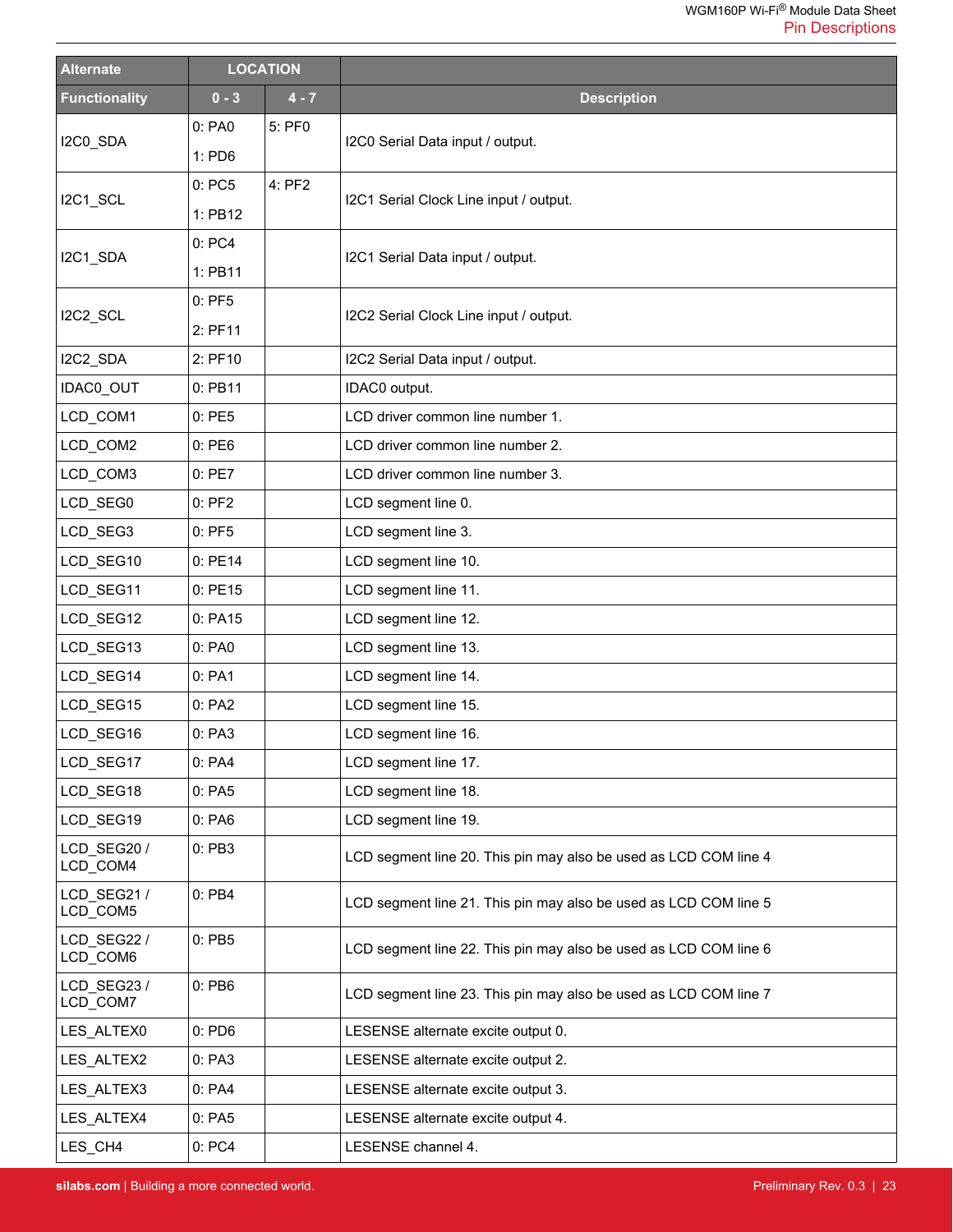| Alternate | LOCATION | | |
|---|---|---|---|
| Functionality | 0 - 3 | 4 - 7 | Description |
| I2C0_SDA | 0: PA0<br>1: PD6 | 5: PF0 | I2C0 Serial Data input / output. |
| I2C1_SCL | 0: PC5<br>1: PB12 | 4: PF2 | I2C1 Serial Clock Line input / output. |
| I2C1_SDA | 0: PC4<br>1: PB11 | | I2C1 Serial Data input / output. |
| I2C2_SCL | 0: PF5<br>2: PF11 | | I2C2 Serial Clock Line input / output. |
| I2C2_SDA | 2: PF10 | | I2C2 Serial Data input / output. |
| IDAC0_OUT | 0: PB11 | | IDAC0 output. |
| LCD_COM1 | 0: PE5 | | LCD driver common line number 1. |
| LCD_COM2 | 0: PE6 | | LCD driver common line number 2. |
| LCD_COM3 | 0: PE7 | | LCD driver common line number 3. |
| LCD_SEG0 | 0: PF2 | | LCD segment line 0. |
| LCD_SEG3 | 0: PF5 | | LCD segment line 3. |
| LCD_SEG10 | 0: PE14 | | LCD segment line 10. |
| LCD_SEG11 | 0: PE15 | | LCD segment line 11. |
| LCD_SEG12 | 0: PA15 | | LCD segment line 12. |
| LCD_SEG13 | 0: PA0 | | LCD segment line 13. |
| LCD_SEG14 | 0: PA1 | | LCD segment line 14. |
| LCD_SEG15 | 0: PA2 | | LCD segment line 15. |
| LCD_SEG16 | 0: PA3 | | LCD segment line 16. |
| LCD_SEG17 | 0: PA4 | | LCD segment line 17. |
| LCD_SEG18 | 0: PA5 | | LCD segment line 18. |
| LCD_SEG19 | 0: PA6 | | LCD segment line 19. |
| LCD_SEG20 / LCD_COM4 | 0: PB3 | | LCD segment line 20. This pin may also be used as LCD COM line 4 |
| LCD_SEG21 / LCD_COM5 | 0: PB4 | | LCD segment line 21. This pin may also be used as LCD COM line 5 |
| LCD_SEG22 / LCD_COM6 | 0: PB5 | | LCD segment line 22. This pin may also be used as LCD COM line 6 |
| LCD_SEG23 / LCD_COM7 | 0: PB6 | | LCD segment line 23. This pin may also be used as LCD COM line 7 |
| LES_ALTEX0 | 0: PD6 | | LESENSE alternate excite output 0. |
| LES_ALTEX2 | 0: PA3 | | LESENSE alternate excite output 2. |
| LES_ALTEX3 | 0: PA4 | | LESENSE alternate excite output 3. |
| LES_ALTEX4 | 0: PA5 | | LESENSE alternate excite output 4. |
| LES_CH4 | 0: PC4 | | LESENSE channel 4. |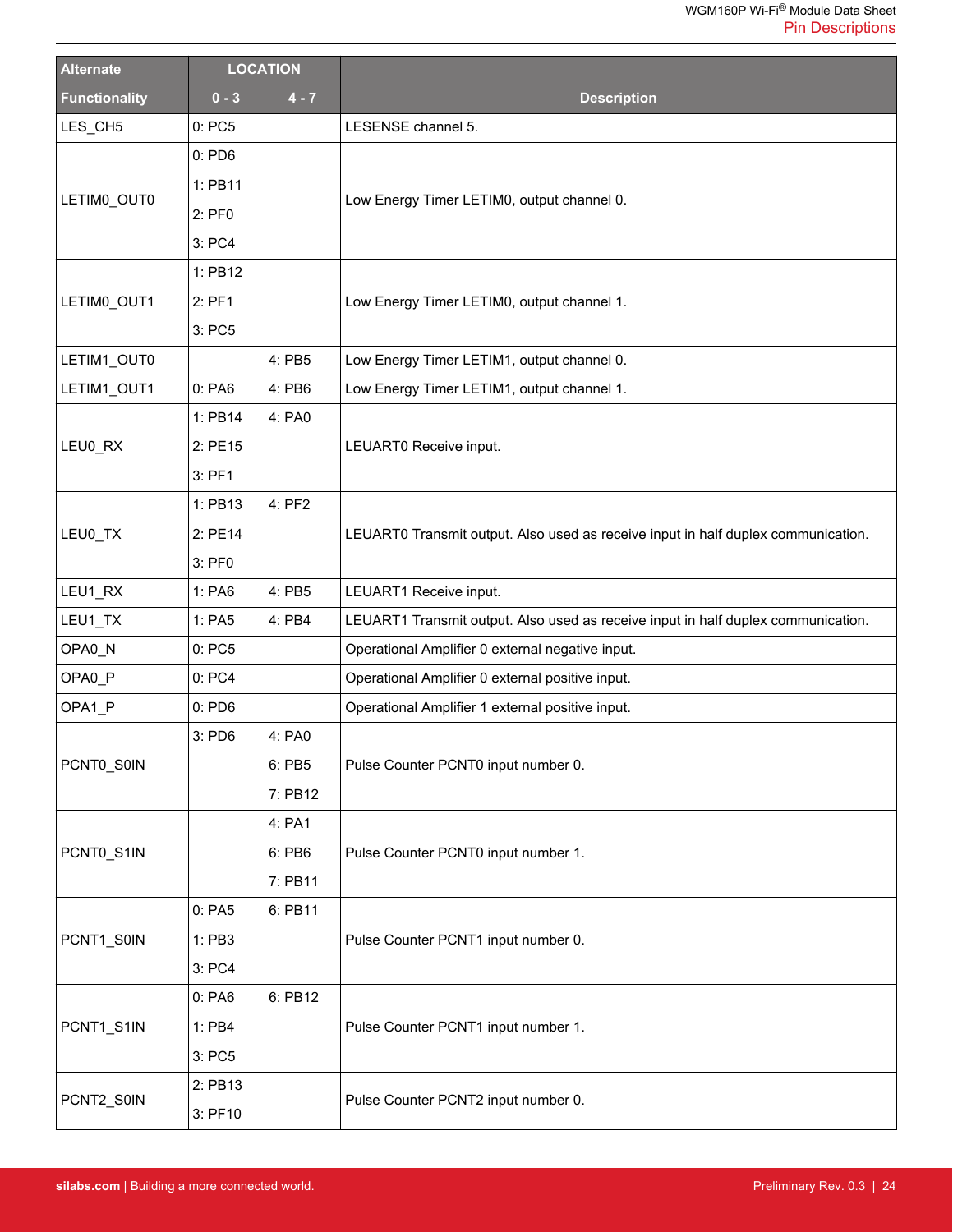| Alternate | LOCATION | | |
|---|---|---|---|
| Functionality | 0 - 3 | 4 - 7 | Description |
| LES_CH5 | 0: PC5 | | LESENSE channel 5. |
| LETIM0_OUT0 | 0: PD6<br>1: PB11<br>2: PF0<br>3: PC4 | | Low Energy Timer LETIM0, output channel 0. |
| LETIM0_OUT1 | 1: PB12<br>2: PF1<br>3: PC5 | | Low Energy Timer LETIM0, output channel 1. |
| LETIM1_OUT0 | | 4: PB5 | Low Energy Timer LETIM1, output channel 0. |
| LETIM1_OUT1 | 0: PA6 | 4: PB6 | Low Energy Timer LETIM1, output channel 1. |
| LEU0_RX | 1: PB14<br>2: PE15<br>3: PF1 | 4: PA0 | LEUART0 Receive input. |
| LEU0_TX | 1: PB13<br>2: PE14<br>3: PF0 | 4: PF2 | LEUART0 Transmit output. Also used as receive input in half duplex communication. |
| LEU1_RX | 1: PA6 | 4: PB5 | LEUART1 Receive input. |
| LEU1_TX | 1: PA5 | 4: PB4 | LEUART1 Transmit output. Also used as receive input in half duplex communication. |
| OPA0_N | 0: PC5 | | Operational Amplifier 0 external negative input. |
| OPA0_P | 0: PC4 | | Operational Amplifier 0 external positive input. |
| OPA1_P | 0: PD6 | | Operational Amplifier 1 external positive input. |
| PCNT0_S0IN | 3: PD6 | 4: PA0<br>6: PB5<br>7: PB12 | Pulse Counter PCNT0 input number 0. |
| PCNT0_S1IN | | 4: PA1<br>6: PB6<br>7: PB11 | Pulse Counter PCNT0 input number 1. |
| PCNT1_S0IN | 0: PA5<br>1: PB3<br>3: PC4 | 6: PB11 | Pulse Counter PCNT1 input number 0. |
| PCNT1_S1IN | 0: PA6<br>1: PB4<br>3: PC5 | 6: PB12 | Pulse Counter PCNT1 input number 1. |
| PCNT2_S0IN | 2: PB13<br>3: PF10 | | Pulse Counter PCNT2 input number 0. |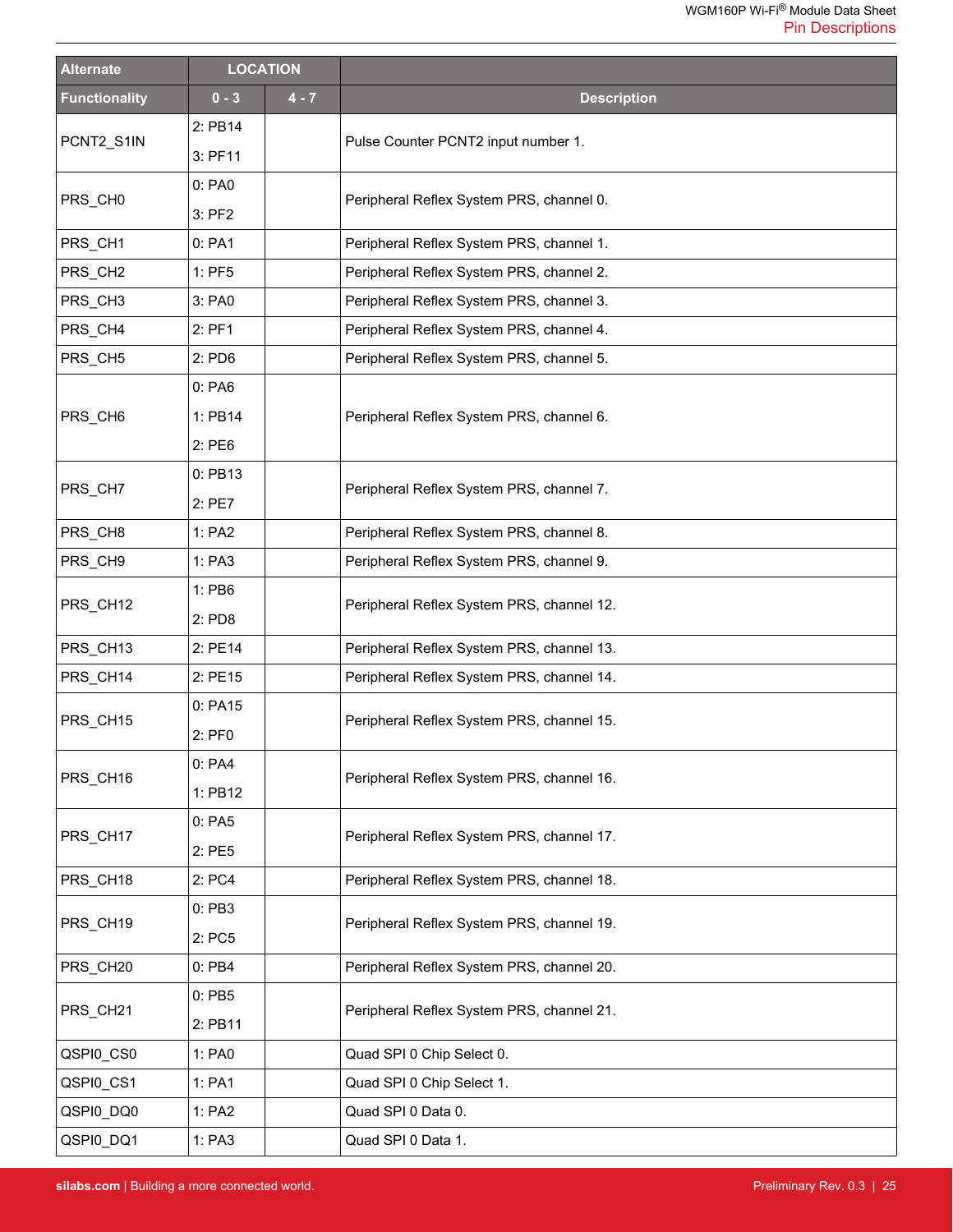| Alternate | LOCATION | | |
|---|---|---|---|
| Functionality | 0 - 3 | 4 - 7 | Description |
| PCNT2_S1IN | 2: PB14<br>3: PF11 | | Pulse Counter PCNT2 input number 1. |
| PRS_CH0 | 0: PA0<br>3: PF2 | | Peripheral Reflex System PRS, channel 0. |
| PRS_CH1 | 0: PA1 | | Peripheral Reflex System PRS, channel 1. |
| PRS_CH2 | 1: PF5 | | Peripheral Reflex System PRS, channel 2. |
| PRS_CH3 | 3: PA0 | | Peripheral Reflex System PRS, channel 3. |
| PRS_CH4 | 2: PF1 | | Peripheral Reflex System PRS, channel 4. |
| PRS_CH5 | 2: PD6 | | Peripheral Reflex System PRS, channel 5. |
| PRS_CH6 | 0: PA6<br>1: PB14<br>2: PE6 | | Peripheral Reflex System PRS, channel 6. |
| PRS_CH7 | 0: PB13<br>2: PE7 | | Peripheral Reflex System PRS, channel 7. |
| PRS_CH8 | 1: PA2 | | Peripheral Reflex System PRS, channel 8. |
| PRS_CH9 | 1: PA3 | | Peripheral Reflex System PRS, channel 9. |
| PRS_CH12 | 1: PB6<br>2: PD8 | | Peripheral Reflex System PRS, channel 12. |
| PRS_CH13 | 2: PE14 | | Peripheral Reflex System PRS, channel 13. |
| PRS_CH14 | 2: PE15 | | Peripheral Reflex System PRS, channel 14. |
| PRS_CH15 | 0: PA15<br>2: PF0 | | Peripheral Reflex System PRS, channel 15. |
| PRS_CH16 | 0: PA4<br>1: PB12 | | Peripheral Reflex System PRS, channel 16. |
| PRS_CH17 | 0: PA5<br>2: PE5 | | Peripheral Reflex System PRS, channel 17. |
| PRS_CH18 | 2: PC4 | | Peripheral Reflex System PRS, channel 18. |
| PRS_CH19 | 0: PB3<br>2: PC5 | | Peripheral Reflex System PRS, channel 19. |
| PRS_CH20 | 0: PB4 | | Peripheral Reflex System PRS, channel 20. |
| PRS_CH21 | 0: PB5<br>2: PB11 | | Peripheral Reflex System PRS, channel 21. |
| QSPI0_CS0 | 1: PA0 | | Quad SPI 0 Chip Select 0. |
| QSPI0_CS1 | 1: PA1 | | Quad SPI 0 Chip Select 1. |
| QSPI0_DQ0 | 1: PA2 | | Quad SPI 0 Data 0. |
| QSPI0_DQ1 | 1: PA3 | | Quad SPI 0 Data 1. |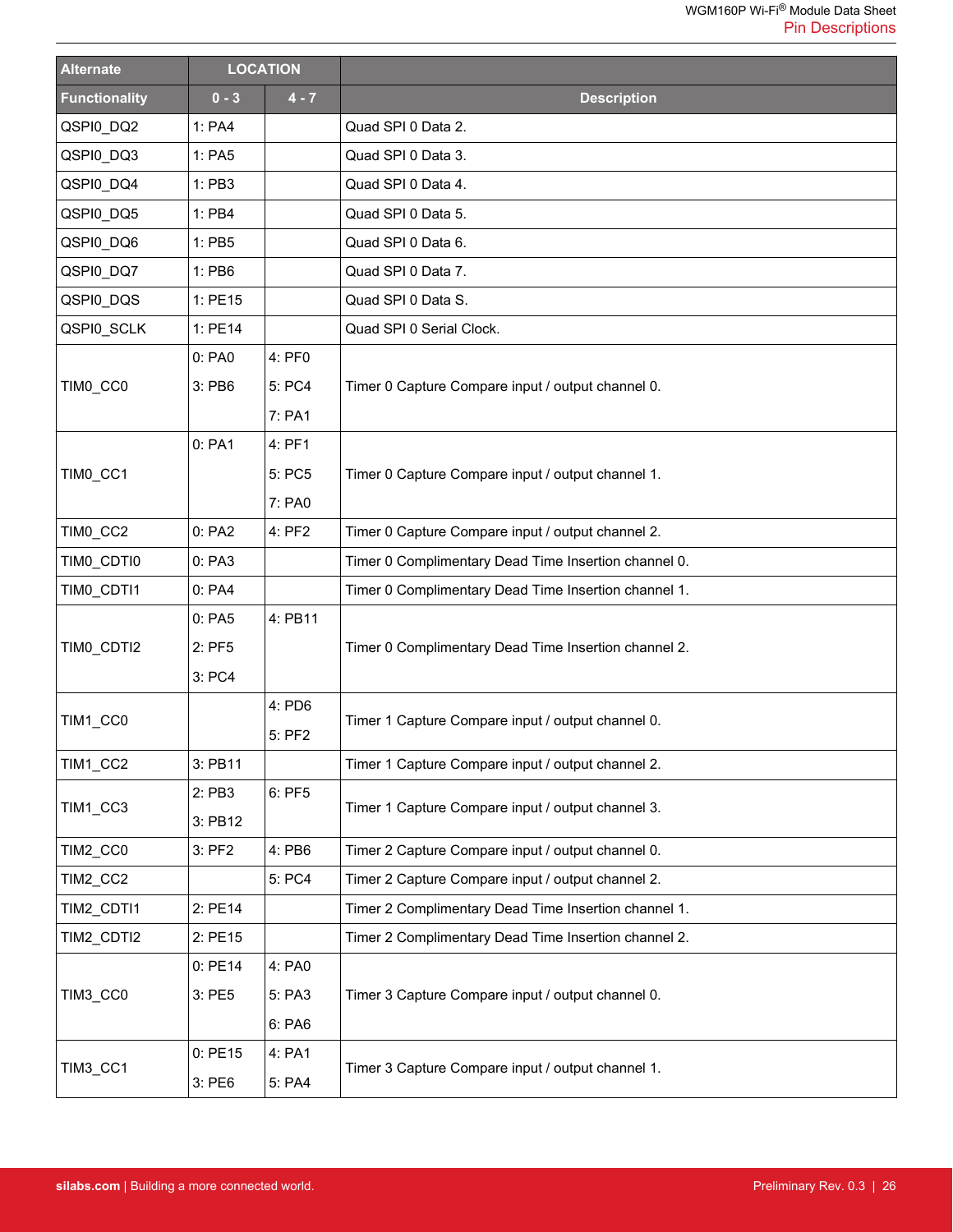| Alternate | LOCATION | | |
|---|---|---|---|
| Functionality | 0 - 3 | 4 - 7 | Description |
| QSPI0_DQ2 | 1: PA4 | | Quad SPI 0 Data 2. |
| QSPI0_DQ3 | 1: PA5 | | Quad SPI 0 Data 3. |
| QSPI0_DQ4 | 1: PB3 | | Quad SPI 0 Data 4. |
| QSPI0_DQ5 | 1: PB4 | | Quad SPI 0 Data 5. |
| QSPI0_DQ6 | 1: PB5 | | Quad SPI 0 Data 6. |
| QSPI0_DQ7 | 1: PB6 | | Quad SPI 0 Data 7. |
| QSPI0_DQS | 1: PE15 | | Quad SPI 0 Data S. |
| QSPI0_SCLK | 1: PE14 | | Quad SPI 0 Serial Clock. |
| TIM0_CC0 | 0: PA0<br>3: PB6 | 4: PF0<br>5: PC4<br>7: PA1 | Timer 0 Capture Compare input / output channel 0. |
| TIM0_CC1 | 0: PA1 | 4: PF1<br>5: PC5<br>7: PA0 | Timer 0 Capture Compare input / output channel 1. |
| TIM0_CC2 | 0: PA2 | 4: PF2 | Timer 0 Capture Compare input / output channel 2. |
| TIM0_CDTI0 | 0: PA3 | | Timer 0 Complimentary Dead Time Insertion channel 0. |
| TIM0_CDTI1 | 0: PA4 | | Timer 0 Complimentary Dead Time Insertion channel 1. |
| TIM0_CDTI2 | 0: PA5<br>2: PF5<br>3: PC4 | 4: PB11 | Timer 0 Complimentary Dead Time Insertion channel 2. |
| TIM1_CC0 | | 4: PD6<br>5: PF2 | Timer 1 Capture Compare input / output channel 0. |
| TIM1_CC2 | 3: PB11 | | Timer 1 Capture Compare input / output channel 2. |
| TIM1_CC3 | 2: PB3<br>3: PB12 | 6: PF5 | Timer 1 Capture Compare input / output channel 3. |
| TIM2_CC0 | 3: PF2 | 4: PB6 | Timer 2 Capture Compare input / output channel 0. |
| TIM2_CC2 | | 5: PC4 | Timer 2 Capture Compare input / output channel 2. |
| TIM2_CDTI1 | 2: PE14 | | Timer 2 Complimentary Dead Time Insertion channel 1. |
| TIM2_CDTI2 | 2: PE15 | | Timer 2 Complimentary Dead Time Insertion channel 2. |
| TIM3_CC0 | 0: PE14<br>3: PE5 | 4: PA0<br>5: PA3<br>6: PA6 | Timer 3 Capture Compare input / output channel 0. |
| TIM3_CC1 | 0: PE15<br>3: PE6 | 4: PA1<br>5: PA4 | Timer 3 Capture Compare input / output channel 1. |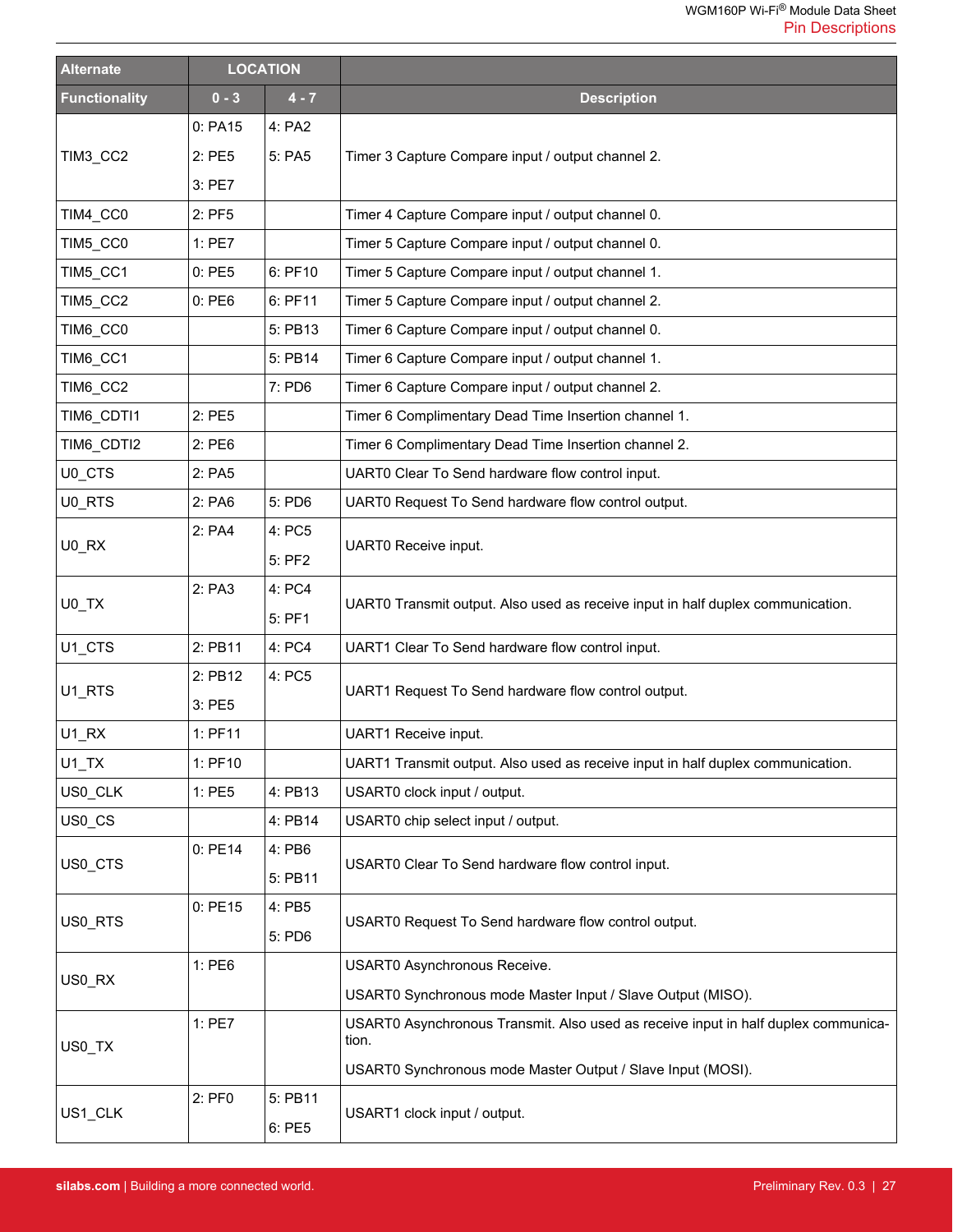| Alternate | LOCATION | | |
|---|---|---|---|
| Functionality | 0 - 3 | 4 - 7 | Description |
| TIM3_CC2 | 0: PA15<br><br>2: PE5<br><br>3: PE7 | 4: PA2<br><br>5: PA5 | Timer 3 Capture Compare input / output channel 2. |
| TIM4_CC0 | 2: PF5 | | Timer 4 Capture Compare input / output channel 0. |
| TIM5_CC0 | 1: PE7 | | Timer 5 Capture Compare input / output channel 0. |
| TIM5_CC1 | 0: PE5 | 6: PF10 | Timer 5 Capture Compare input / output channel 1. |
| TIM5_CC2 | 0: PE6 | 6: PF11 | Timer 5 Capture Compare input / output channel 2. |
| TIM6_CC0 | | 5: PB13 | Timer 6 Capture Compare input / output channel 0. |
| TIM6_CC1 | | 5: PB14 | Timer 6 Capture Compare input / output channel 1. |
| TIM6_CC2 | | 7: PD6 | Timer 6 Capture Compare input / output channel 2. |
| TIM6_CDTI1 | 2: PE5 | | Timer 6 Complimentary Dead Time Insertion channel 1. |
| TIM6_CDTI2 | 2: PE6 | | Timer 6 Complimentary Dead Time Insertion channel 2. |
| U0_CTS | 2: PA5 | | UART0 Clear To Send hardware flow control input. |
| U0_RTS | 2: PA6 | 5: PD6 | UART0 Request To Send hardware flow control output. |
| U0_RX | 2: PA4 | 4: PC5<br><br>5: PF2 | UART0 Receive input. |
| U0_TX | 2: PA3 | 4: PC4<br><br>5: PF1 | UART0 Transmit output. Also used as receive input in half duplex communication. |
| U1_CTS | 2: PB11 | 4: PC4 | UART1 Clear To Send hardware flow control input. |
| U1_RTS | 2: PB12<br><br>3: PE5 | 4: PC5 | UART1 Request To Send hardware flow control output. |
| U1_RX | 1: PF11 | | UART1 Receive input. |
| U1_TX | 1: PF10 | | UART1 Transmit output. Also used as receive input in half duplex communication. |
| US0_CLK | 1: PE5 | 4: PB13 | USART0 clock input / output. |
| US0_CS | | 4: PB14 | USART0 chip select input / output. |
| US0_CTS | 0: PE14 | 4: PB6<br><br>5: PB11 | USART0 Clear To Send hardware flow control input. |
| US0_RTS | 0: PE15 | 4: PB5<br><br>5: PD6 | USART0 Request To Send hardware flow control output. |
| US0_RX | 1: PE6 | | USART0 Asynchronous Receive.<br><br>USART0 Synchronous mode Master Input / Slave Output (MISO). |
| US0_TX | 1: PE7 | | USART0 Asynchronous Transmit. Also used as receive input in half duplex communication.<br><br>USART0 Synchronous mode Master Output / Slave Input (MOSI). |
| US1_CLK | 2: PF0 | 5: PB11<br><br>6: PE5 | USART1 clock input / output. |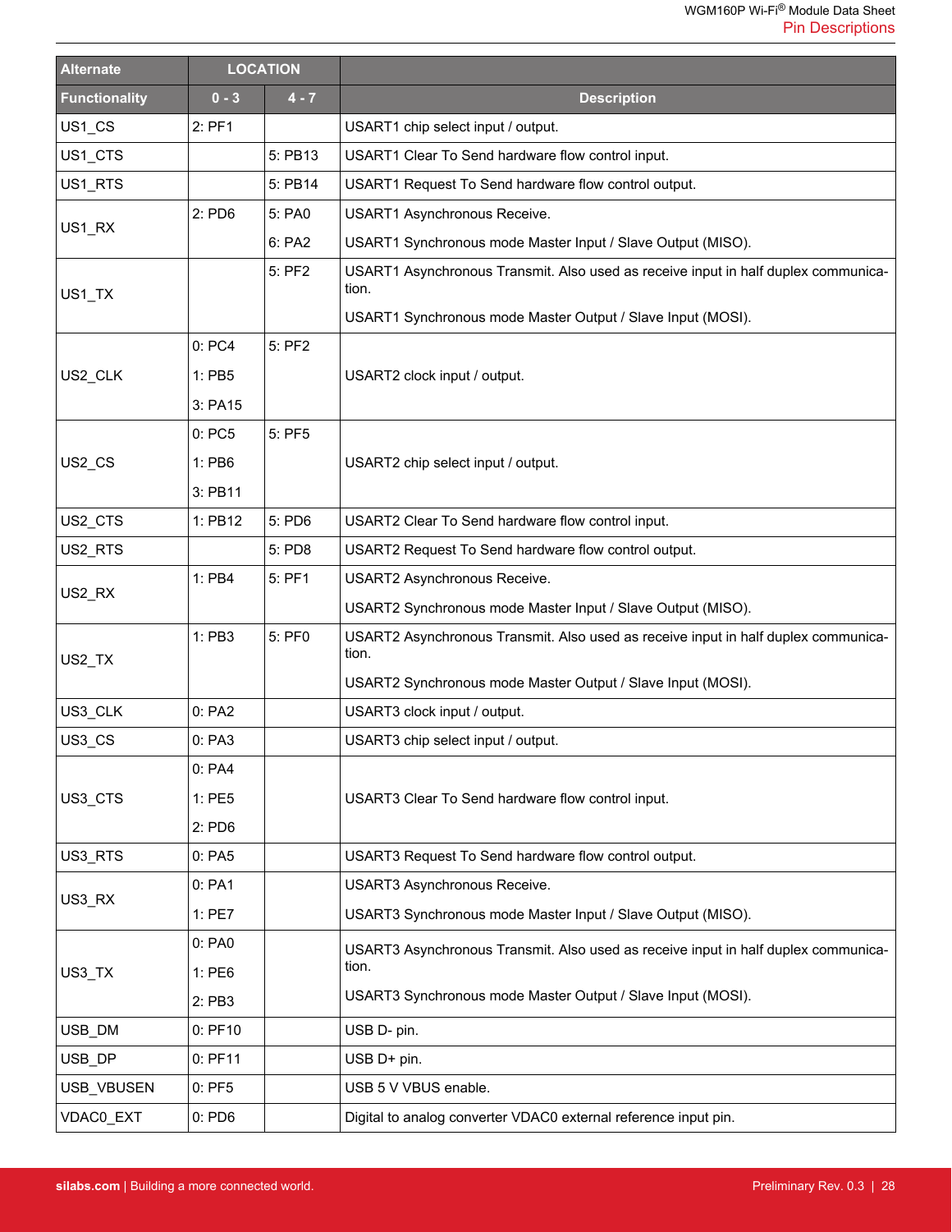| Alternate | LOCATION | | |
|---|---|---|---|
| Functionality | 0 - 3 | 4 - 7 | Description |
| US1_CS | 2: PF1 | | USART1 chip select input / output. |
| US1_CTS | | 5: PB13 | USART1 Clear To Send hardware flow control input. |
| US1_RTS | | 5: PB14 | USART1 Request To Send hardware flow control output. |
| US1_RX | 2: PD6 | 5: PA0<br>6: PA2 | USART1 Asynchronous Receive.<br>USART1 Synchronous mode Master Input / Slave Output (MISO). |
| US1_TX | | 5: PF2 | USART1 Asynchronous Transmit. Also used as receive input in half duplex communication.<br>USART1 Synchronous mode Master Output / Slave Input (MOSI). |
| US2_CLK | 0: PC4<br>1: PB5<br>3: PA15 | 5: PF2 | USART2 clock input / output. |
| US2_CS | 0: PC5<br>1: PB6<br>3: PB11 | 5: PF5 | USART2 chip select input / output. |
| US2_CTS | 1: PB12 | 5: PD6 | USART2 Clear To Send hardware flow control input. |
| US2_RTS | | 5: PD8 | USART2 Request To Send hardware flow control output. |
| US2_RX | 1: PB4 | 5: PF1 | USART2 Asynchronous Receive.<br>USART2 Synchronous mode Master Input / Slave Output (MISO). |
| US2_TX | 1: PB3 | 5: PF0 | USART2 Asynchronous Transmit. Also used as receive input in half duplex communication.<br>USART2 Synchronous mode Master Output / Slave Input (MOSI). |
| US3_CLK | 0: PA2 | | USART3 clock input / output. |
| US3_CS | 0: PA3 | | USART3 chip select input / output. |
| US3_CTS | 0: PA4<br>1: PE5<br>2: PD6 | | USART3 Clear To Send hardware flow control input. |
| US3_RTS | 0: PA5 | | USART3 Request To Send hardware flow control output. |
| US3_RX | 0: PA1<br>1: PE7 | | USART3 Asynchronous Receive.<br>USART3 Synchronous mode Master Input / Slave Output (MISO). |
| US3_TX | 0: PA0<br>1: PE6<br>2: PB3 | | USART3 Asynchronous Transmit. Also used as receive input in half duplex communication.<br>USART3 Synchronous mode Master Output / Slave Input (MOSI). |
| USB_DM | 0: PF10 | | USB D- pin. |
| USB_DP | 0: PF11 | | USB D+ pin. |
| USB_VBUSEN | 0: PF5 | | USB 5 V VBUS enable. |
| VDAC0_EXT | 0: PD6 | | Digital to analog converter VDAC0 external reference input pin. |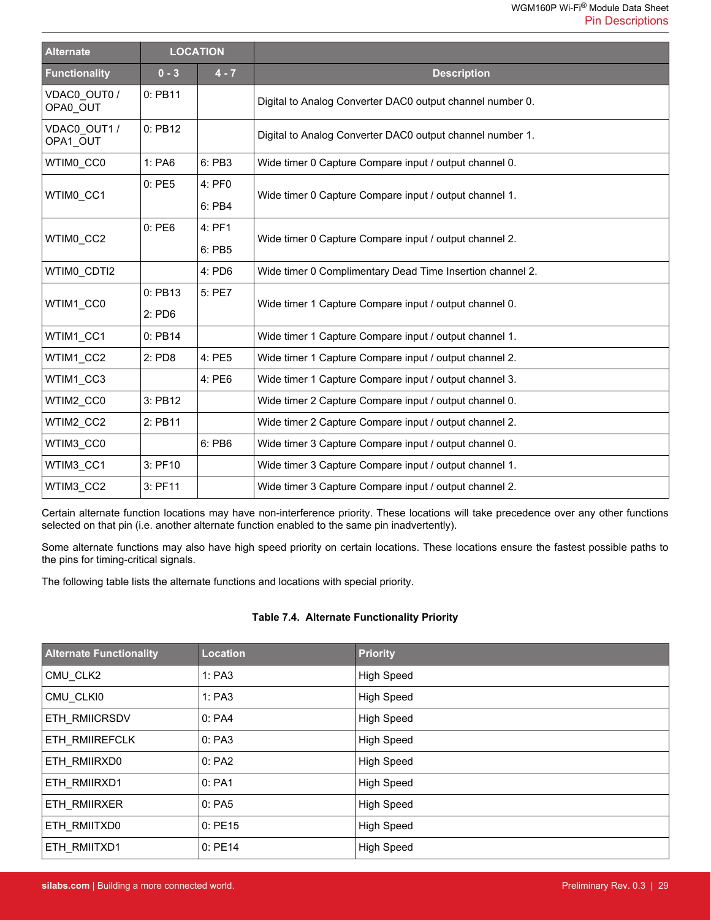| Alternate | LOCATION | | |
|---|---|---|---|
| Functionality | 0 - 3 | 4 - 7 | Description |
| VDAC0_OUT0 / OPA0_OUT | 0: PB11 | | Digital to Analog Converter DAC0 output channel number 0. |
| VDAC0_OUT1 / OPA1_OUT | 0: PB12 | | Digital to Analog Converter DAC0 output channel number 1. |
| WTIM0_CC0 | 1: PA6 | 6: PB3 | Wide timer 0 Capture Compare input / output channel 0. |
| WTIM0_CC1 | 0: PE5 | 4: PF0<br>6: PB4 | Wide timer 0 Capture Compare input / output channel 1. |
| WTIM0_CC2 | 0: PE6 | 4: PF1<br>6: PB5 | Wide timer 0 Capture Compare input / output channel 2. |
| WTIM0_CDTI2 | | 4: PD6 | Wide timer 0 Complimentary Dead Time Insertion channel 2. |
| WTIM1_CC0 | 0: PB13<br>2: PD6 | 5: PE7 | Wide timer 1 Capture Compare input / output channel 0. |
| WTIM1_CC1 | 0: PB14 | | Wide timer 1 Capture Compare input / output channel 1. |
| WTIM1_CC2 | 2: PD8 | 4: PE5 | Wide timer 1 Capture Compare input / output channel 2. |
| WTIM1_CC3 | | 4: PE6 | Wide timer 1 Capture Compare input / output channel 3. |
| WTIM2_CC0 | 3: PB12 | | Wide timer 2 Capture Compare input / output channel 0. |
| WTIM2_CC2 | 2: PB11 | | Wide timer 2 Capture Compare input / output channel 2. |
| WTIM3_CC0 | | 6: PB6 | Wide timer 3 Capture Compare input / output channel 0. |
| WTIM3_CC1 | 3: PF10 | | Wide timer 3 Capture Compare input / output channel 1. |
| WTIM3_CC2 | 3: PF11 | | Wide timer 3 Capture Compare input / output channel 2. |

Certain alternate function locations may have non-interference priority. These locations will take precedence over any other functions selected on that pin (i.e. another alternate function enabled to the same pin inadvertently).

Some alternate functions may also have high speed priority on certain locations. These locations ensure the fastest possible paths to the pins for timing-critical signals.

The following table lists the alternate functions and locations with special priority.

**Table 7.4. Alternate Functionality Priority**

| Alternate Functionality | Location | Priority |
|---|---|---|
| CMU_CLK2 | 1: PA3 | High Speed |
| CMU_CLKI0 | 1: PA3 | High Speed |
| ETH_RMIICRSDV | 0: PA4 | High Speed |
| ETH_RMIIREFCLK | 0: PA3 | High Speed |
| ETH_RMIIRXD0 | 0: PA2 | High Speed |
| ETH_RMIIRXD1 | 0: PA1 | High Speed |
| ETH_RMIIRXER | 0: PA5 | High Speed |
| ETH_RMIITXD0 | 0: PE15 | High Speed |
| ETH_RMIITXD1 | 0: PE14 | High Speed |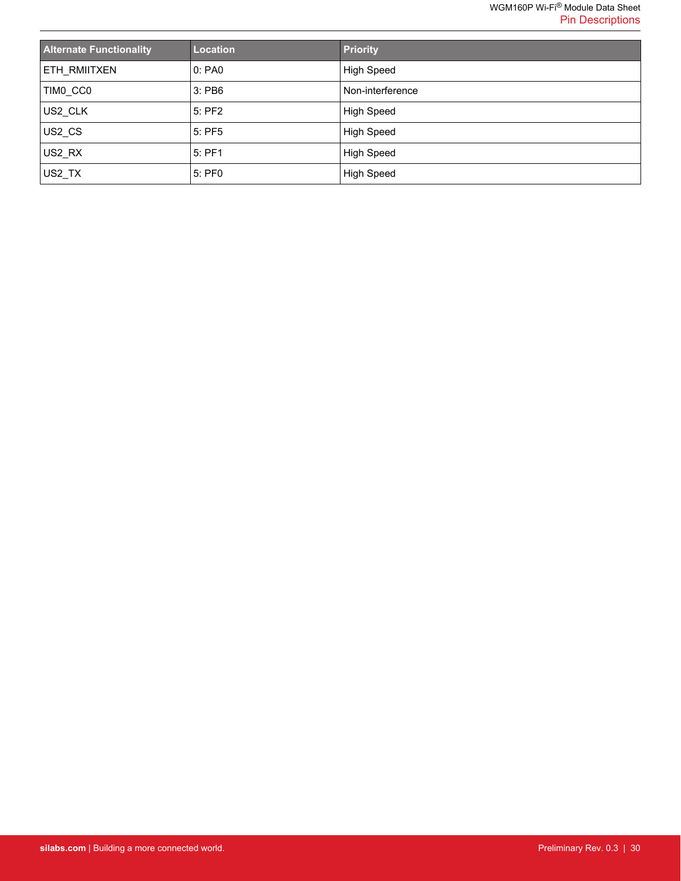| Alternate Functionality | Location | Priority |
| --- | --- | --- |
| ETH_RMIITXEN | 0: PA0 | High Speed |
| TIM0_CC0 | 3: PB6 | Non-interference |
| US2_CLK | 5: PF2 | High Speed |
| US2_CS | 5: PF5 | High Speed |
| US2_RX | 5: PF1 | High Speed |
| US2_TX | 5: PF0 | High Speed |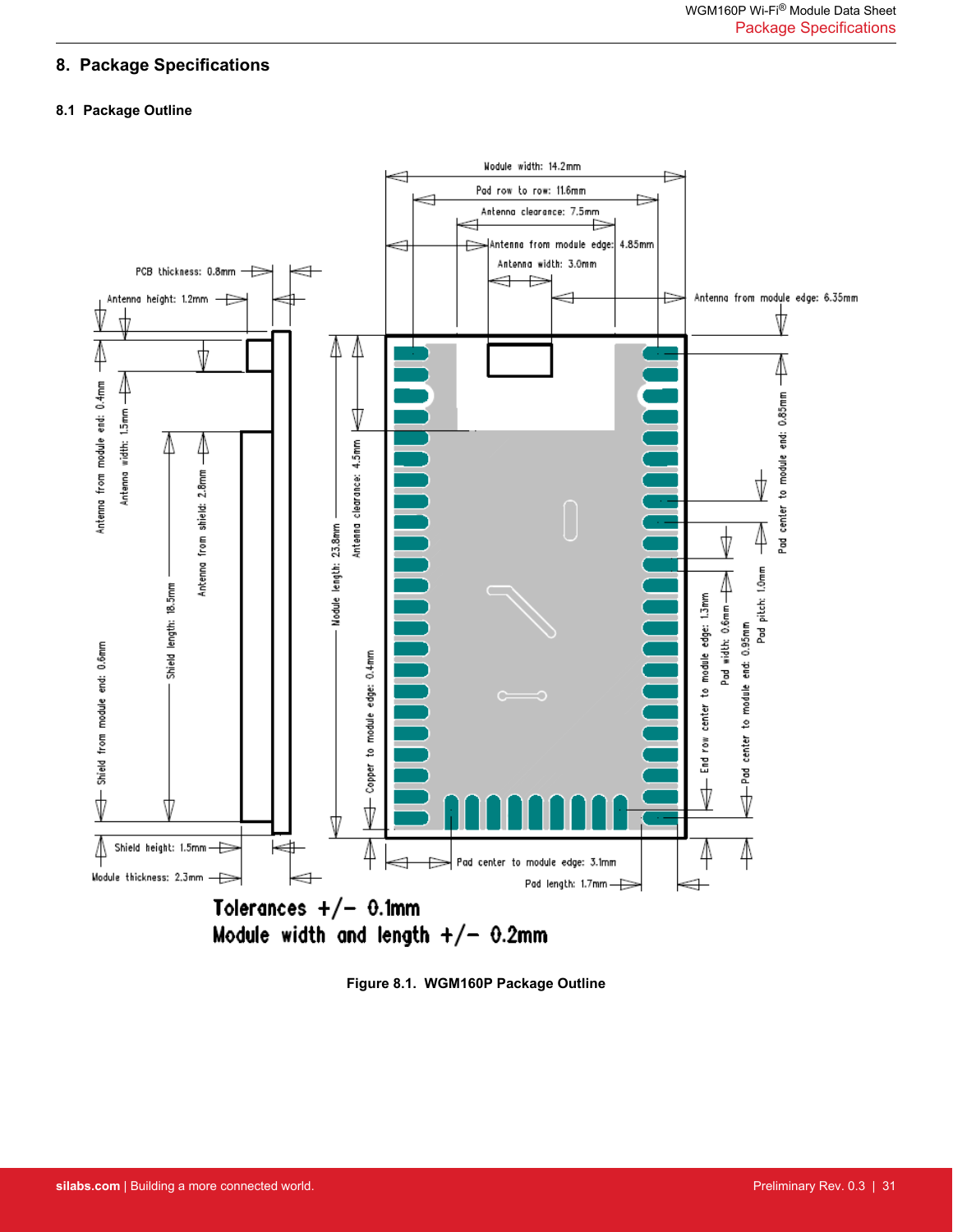# 8. Package Specifications

## 8.1 Package Outline

Module width: 14.2mm
Pad row to row: 11.6mm
Antenna clearance: 7.5mm
Antenna from module edge: 4.85mm
Antenna width: 3.0mm
Antenna from module edge: 6.35mm
PCB thickness: 0.8mm
Antenna height: 1.2mm
Antenna from module end: 0.4mm
Antenna width: 1.5mm
Antenna from shield: 2.8mm
Shield length: 18.5mm
Shield from module end: 0.6mm
Module length: 23.8mm
Antenna clearance: 4.5mm
Copper to module edge: 0.4mm
Pad center to module end: 0.85mm
Pad pitch: 1.0mm
End row center to module edge: 1.3mm
Pad width: 0.6mm
Pad center to module end: 0.95mm
Shield height: 1.5mm
Module thickness: 2.3mm
Pad center to module edge: 3.1mm
Pad length: 1.7mm

**Tolerances +/- 0.1mm**
**Module width and length +/- 0.2mm**

**Figure 8.1. WGM160P Package Outline**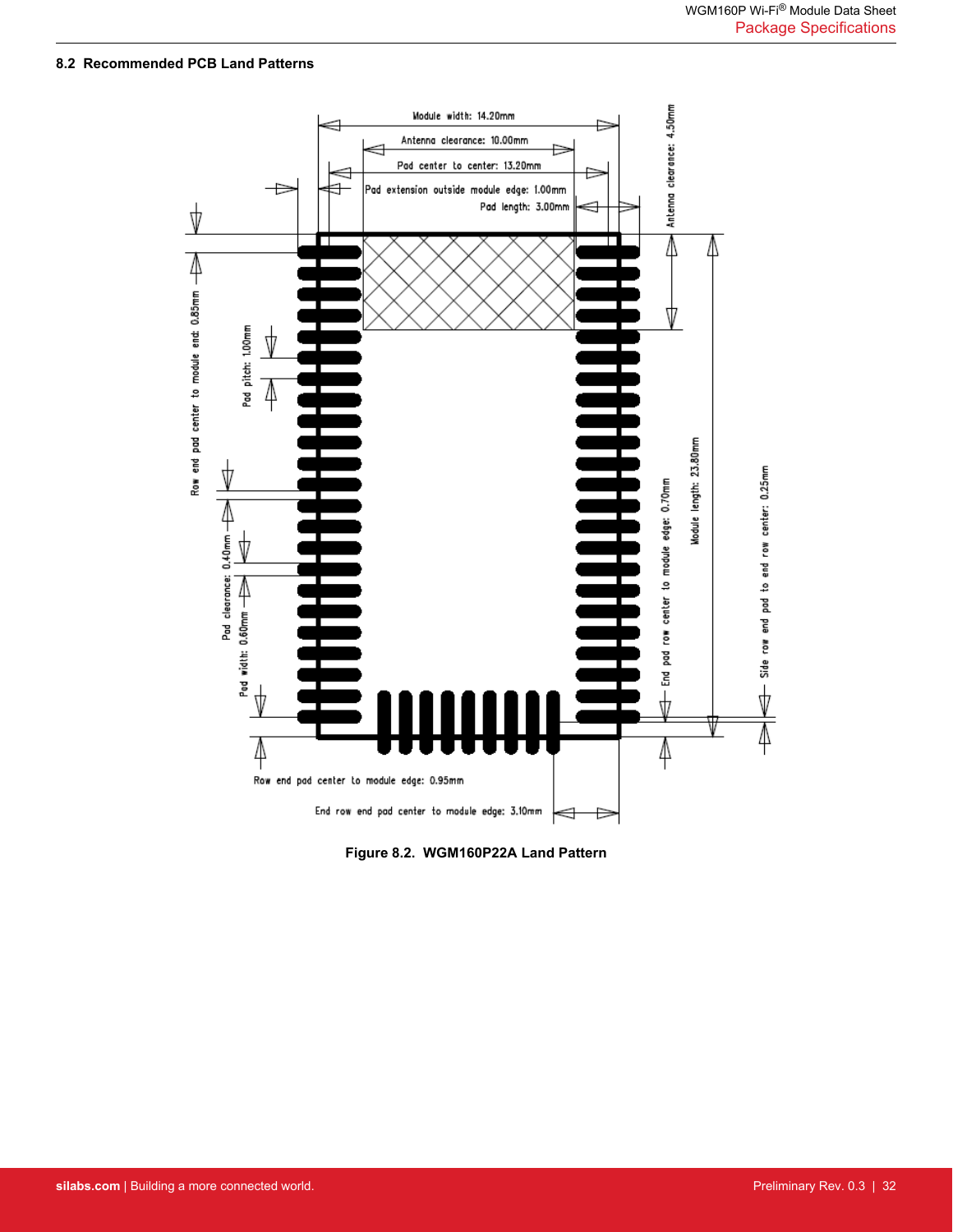### 8.2 Recommended PCB Land Patterns

Module width: 14.20mm

Antenna clearance: 10.00mm

Pad center to center: 13.20mm

Pad extension outside module edge: 1.00mm

Pad length: 3.00mm

Antenna clearance: 4.50mm

Row end pad center to module end: 0.85mm

Pad pitch: 1.00mm

Pad clearance: 0.40mm

Pad width: 0.60mm

End pad row center to module edge: 0.70mm

Module length: 23.80mm

Side row end pad to end row center: 0.25mm

Row end pad center to module edge: 0.95mm

End row end pad center to module edge: 3.10mm

**Figure 8.2. WGM160P22A Land Pattern**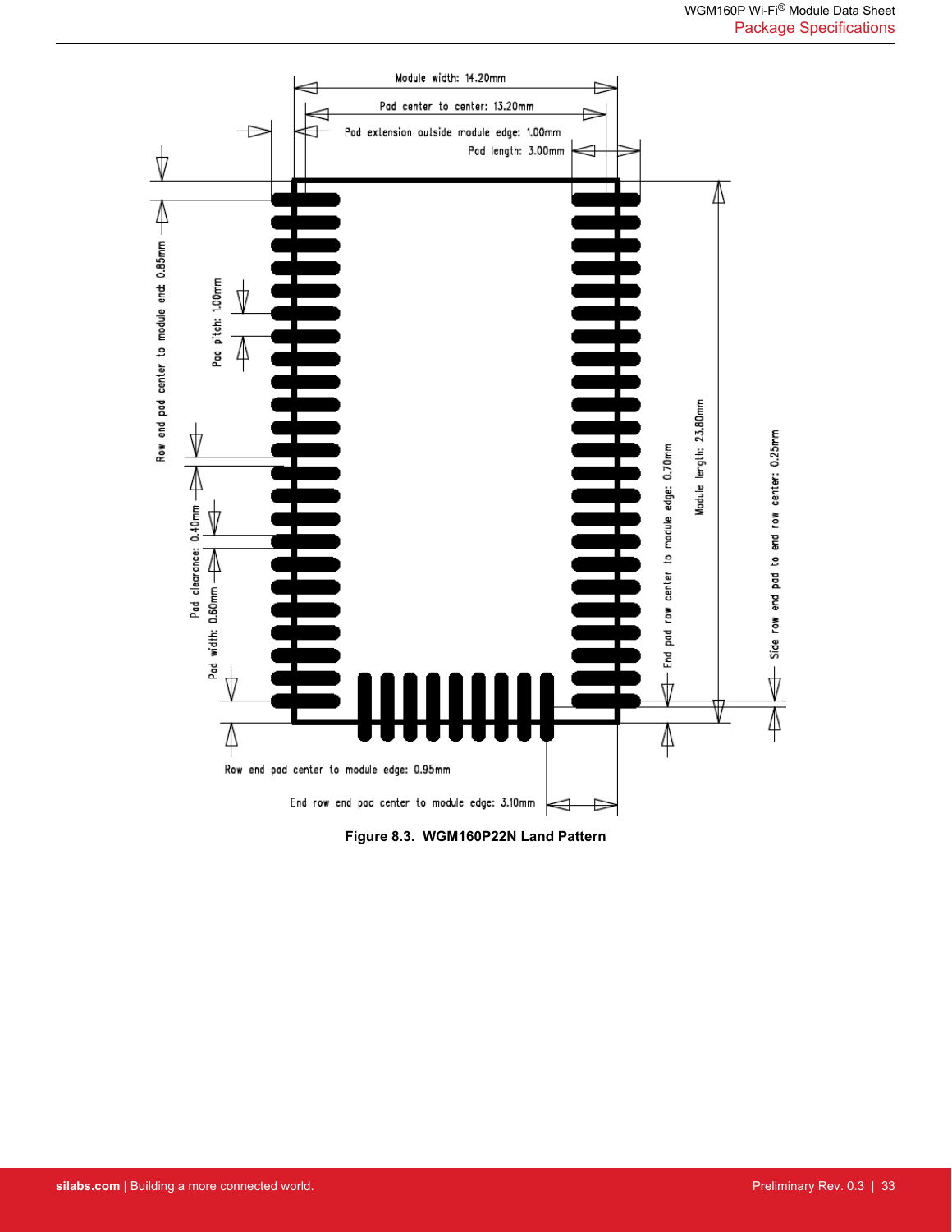Module width: 14.20mm

Pad center to center: 13.20mm

Pad extension outside module edge: 1.00mm

Pad length: 3.00mm

Row end pad center to module end: 0.85mm

Pad pitch: 1.00mm

Pad clearance: 0.40mm

Pad width: 0.60mm

End pad row center to module edge: 0.70mm

Module length: 23.80mm

Side row end pad to end row center: 0.25mm

Row end pad center to module edge: 0.95mm

End row end pad center to module edge: 3.10mm

**Figure 8.3. WGM160P22N Land Pattern**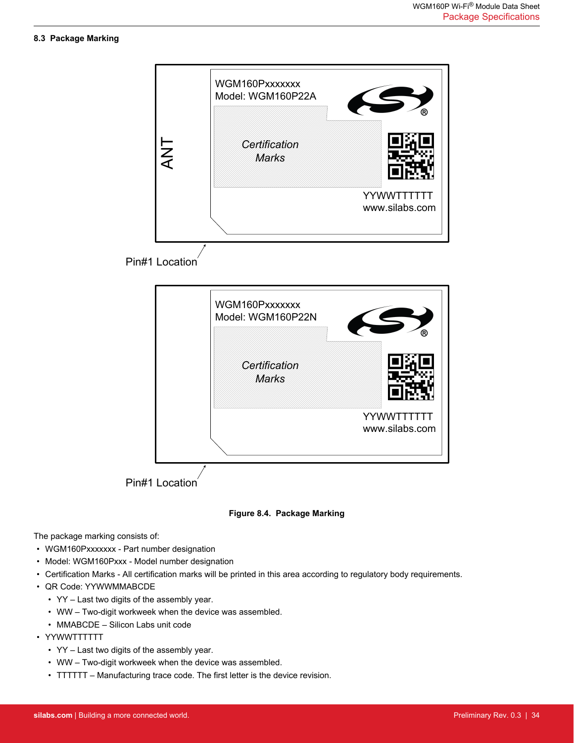### 8.3 Package Marking

Figure 8.4. Package Marking

The package marking consists of:

- WGM160Pxxxxxxx - Part number designation
- Model: WGM160Pxxx - Model number designation
- Certification Marks - All certification marks will be printed in this area according to regulatory body requirements.
- QR Code: YYWWMMABCDE
  - YY – Last two digits of the assembly year.
  - WW – Two-digit workweek when the device was assembled.
  - MMABCDE – Silicon Labs unit code
- YYWWTTTTTT
  - YY – Last two digits of the assembly year.
  - WW – Two-digit workweek when the device was assembled.
  - TTTTTT – Manufacturing trace code. The first letter is the device revision.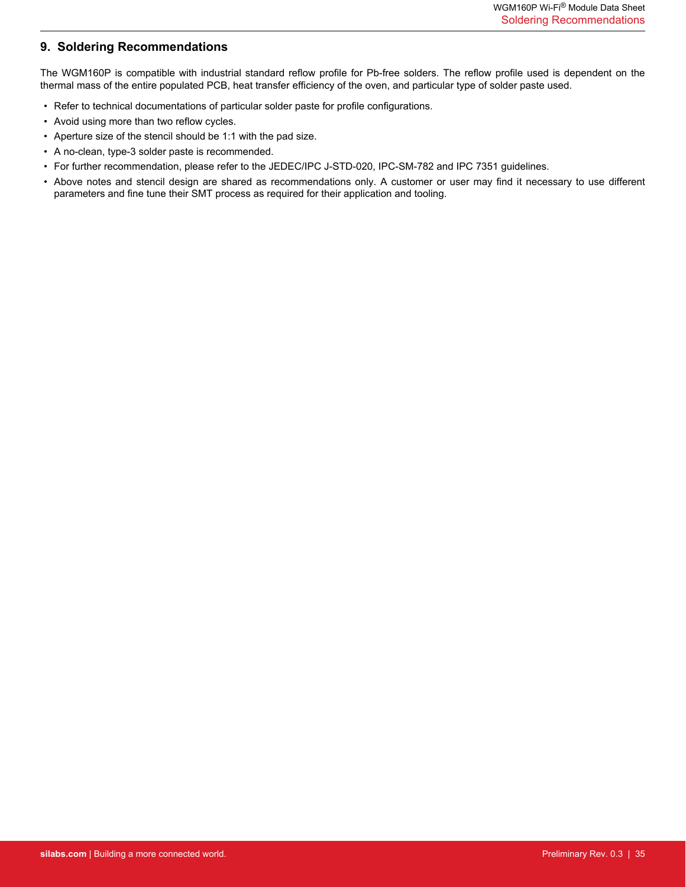# 9. Soldering Recommendations

The WGM160P is compatible with industrial standard reflow profile for Pb-free solders. The reflow profile used is dependent on the thermal mass of the entire populated PCB, heat transfer efficiency of the oven, and particular type of solder paste used.

- Refer to technical documentations of particular solder paste for profile configurations.
- Avoid using more than two reflow cycles.
- Aperture size of the stencil should be 1:1 with the pad size.
- A no-clean, type-3 solder paste is recommended.
- For further recommendation, please refer to the JEDEC/IPC J-STD-020, IPC-SM-782 and IPC 7351 guidelines.
- Above notes and stencil design are shared as recommendations only. A customer or user may find it necessary to use different parameters and fine tune their SMT process as required for their application and tooling.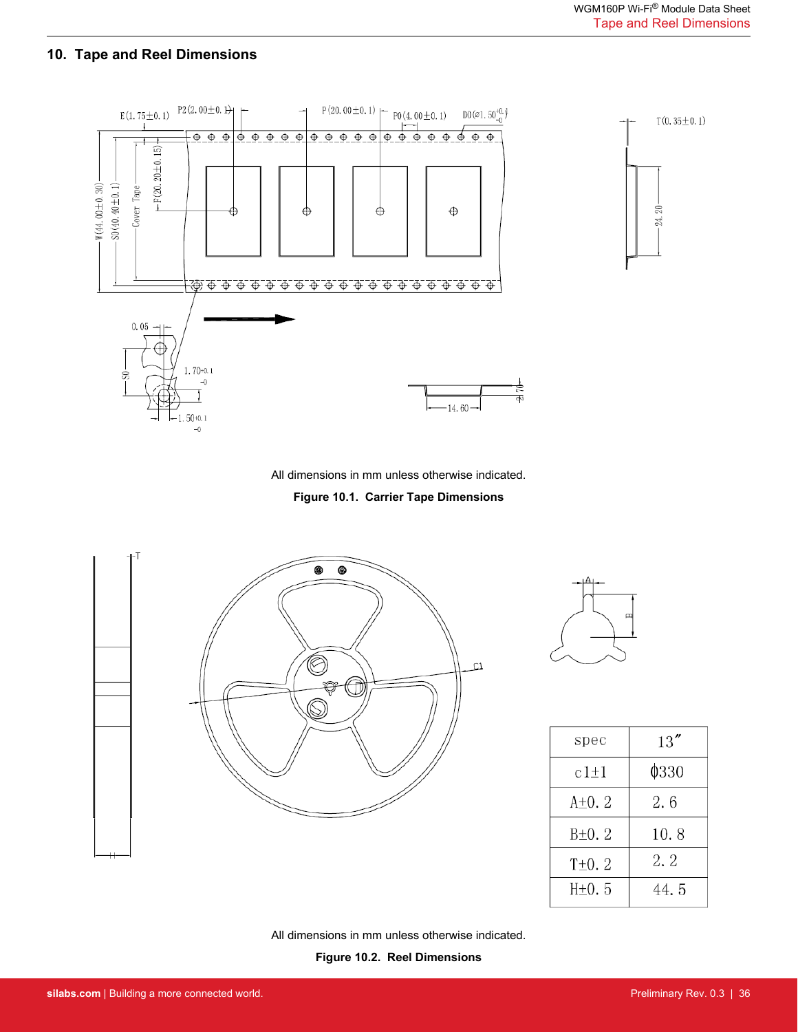## 10. Tape and Reel Dimensions

All dimensions in mm unless otherwise indicated.

**Figure 10.1. Carrier Tape Dimensions**

| spec | 13″ |
| --- | --- |
| c1±1 | ϕ330 |
| A±0.2 | 2.6 |
| B±0.2 | 10.8 |
| T±0.2 | 2.2 |
| H±0.5 | 44.5 |

All dimensions in mm unless otherwise indicated.

**Figure 10.2. Reel Dimensions**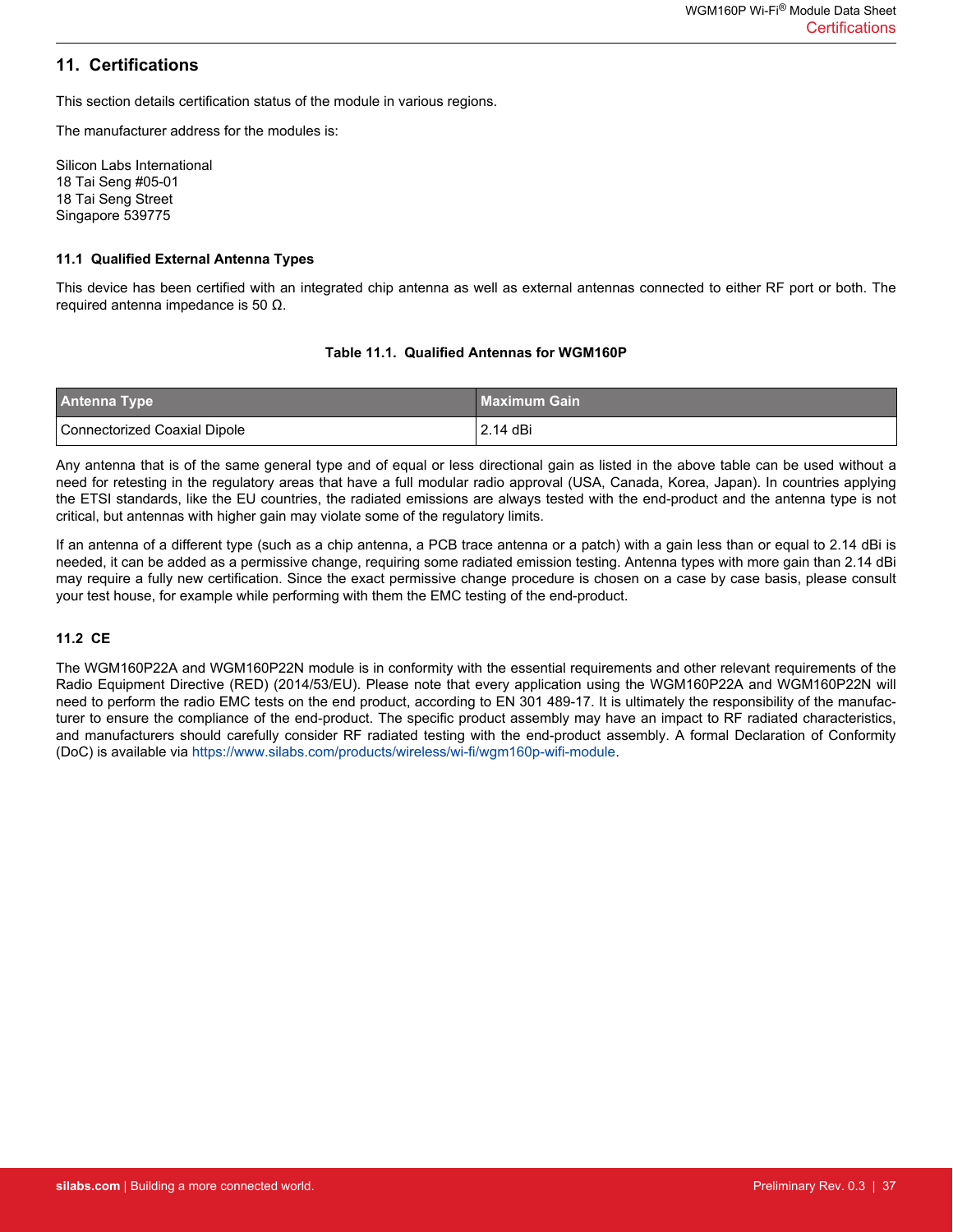## 11. Certifications

This section details certification status of the module in various regions.

The manufacturer address for the modules is:

Silicon Labs International
18 Tai Seng #05-01
18 Tai Seng Street
Singapore 539775

### 11.1 Qualified External Antenna Types

This device has been certified with an integrated chip antenna as well as external antennas connected to either RF port or both. The required antenna impedance is 50 Ω.

**Table 11.1. Qualified Antennas for WGM160P**

| Antenna Type | Maximum Gain |
|---|---|
| Connectorized Coaxial Dipole | 2.14 dBi |

Any antenna that is of the same general type and of equal or less directional gain as listed in the above table can be used without a need for retesting in the regulatory areas that have a full modular radio approval (USA, Canada, Korea, Japan). In countries applying the ETSI standards, like the EU countries, the radiated emissions are always tested with the end-product and the antenna type is not critical, but antennas with higher gain may violate some of the regulatory limits.

If an antenna of a different type (such as a chip antenna, a PCB trace antenna or a patch) with a gain less than or equal to 2.14 dBi is needed, it can be added as a permissive change, requiring some radiated emission testing. Antenna types with more gain than 2.14 dBi may require a fully new certification. Since the exact permissive change procedure is chosen on a case by case basis, please consult your test house, for example while performing with them the EMC testing of the end-product.

### 11.2 CE

The WGM160P22A and WGM160P22N module is in conformity with the essential requirements and other relevant requirements of the Radio Equipment Directive (RED) (2014/53/EU). Please note that every application using the WGM160P22A and WGM160P22N will need to perform the radio EMC tests on the end product, according to EN 301 489-17. It is ultimately the responsibility of the manufacturer to ensure the compliance of the end-product. The specific product assembly may have an impact to RF radiated characteristics, and manufacturers should carefully consider RF radiated testing with the end-product assembly. A formal Declaration of Conformity (DoC) is available via https://www.silabs.com/products/wireless/wi-fi/wgm160p-wifi-module.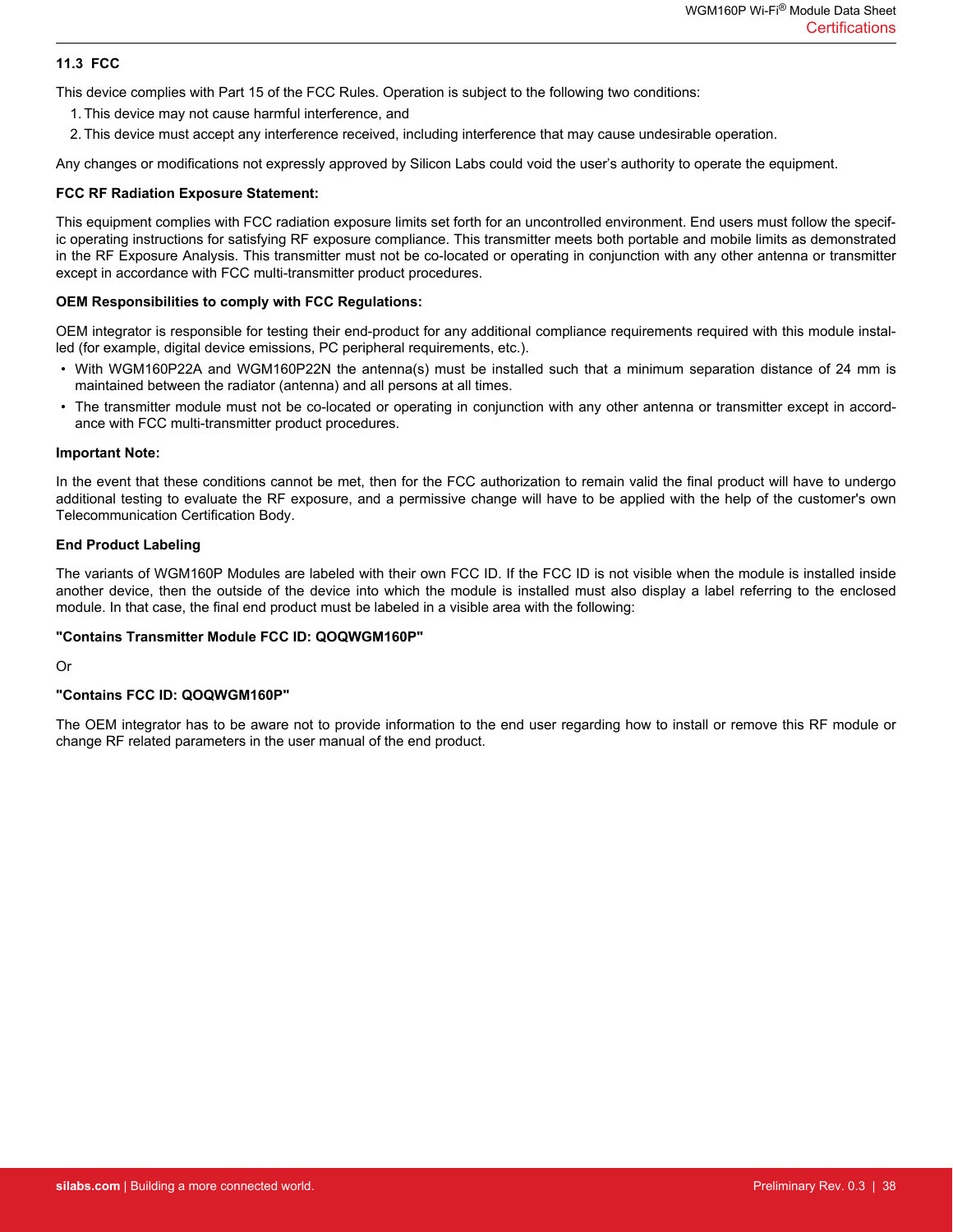### 11.3 FCC

This device complies with Part 15 of the FCC Rules. Operation is subject to the following two conditions:

1. This device may not cause harmful interference, and
2. This device must accept any interference received, including interference that may cause undesirable operation.

Any changes or modifications not expressly approved by Silicon Labs could void the user’s authority to operate the equipment.

**FCC RF Radiation Exposure Statement:**

This equipment complies with FCC radiation exposure limits set forth for an uncontrolled environment. End users must follow the specific operating instructions for satisfying RF exposure compliance. This transmitter meets both portable and mobile limits as demonstrated in the RF Exposure Analysis. This transmitter must not be co-located or operating in conjunction with any other antenna or transmitter except in accordance with FCC multi-transmitter product procedures.

**OEM Responsibilities to comply with FCC Regulations:**

OEM integrator is responsible for testing their end-product for any additional compliance requirements required with this module installed (for example, digital device emissions, PC peripheral requirements, etc.).

- With WGM160P22A and WGM160P22N the antenna(s) must be installed such that a minimum separation distance of 24 mm is maintained between the radiator (antenna) and all persons at all times.
- The transmitter module must not be co-located or operating in conjunction with any other antenna or transmitter except in accordance with FCC multi-transmitter product procedures.

**Important Note:**

In the event that these conditions cannot be met, then for the FCC authorization to remain valid the final product will have to undergo additional testing to evaluate the RF exposure, and a permissive change will have to be applied with the help of the customer's own Telecommunication Certification Body.

**End Product Labeling**

The variants of WGM160P Modules are labeled with their own FCC ID. If the FCC ID is not visible when the module is installed inside another device, then the outside of the device into which the module is installed must also display a label referring to the enclosed module. In that case, the final end product must be labeled in a visible area with the following:

**"Contains Transmitter Module FCC ID: QOQWGM160P"**

Or

**"Contains FCC ID: QOQWGM160P"**

The OEM integrator has to be aware not to provide information to the end user regarding how to install or remove this RF module or change RF related parameters in the user manual of the end product.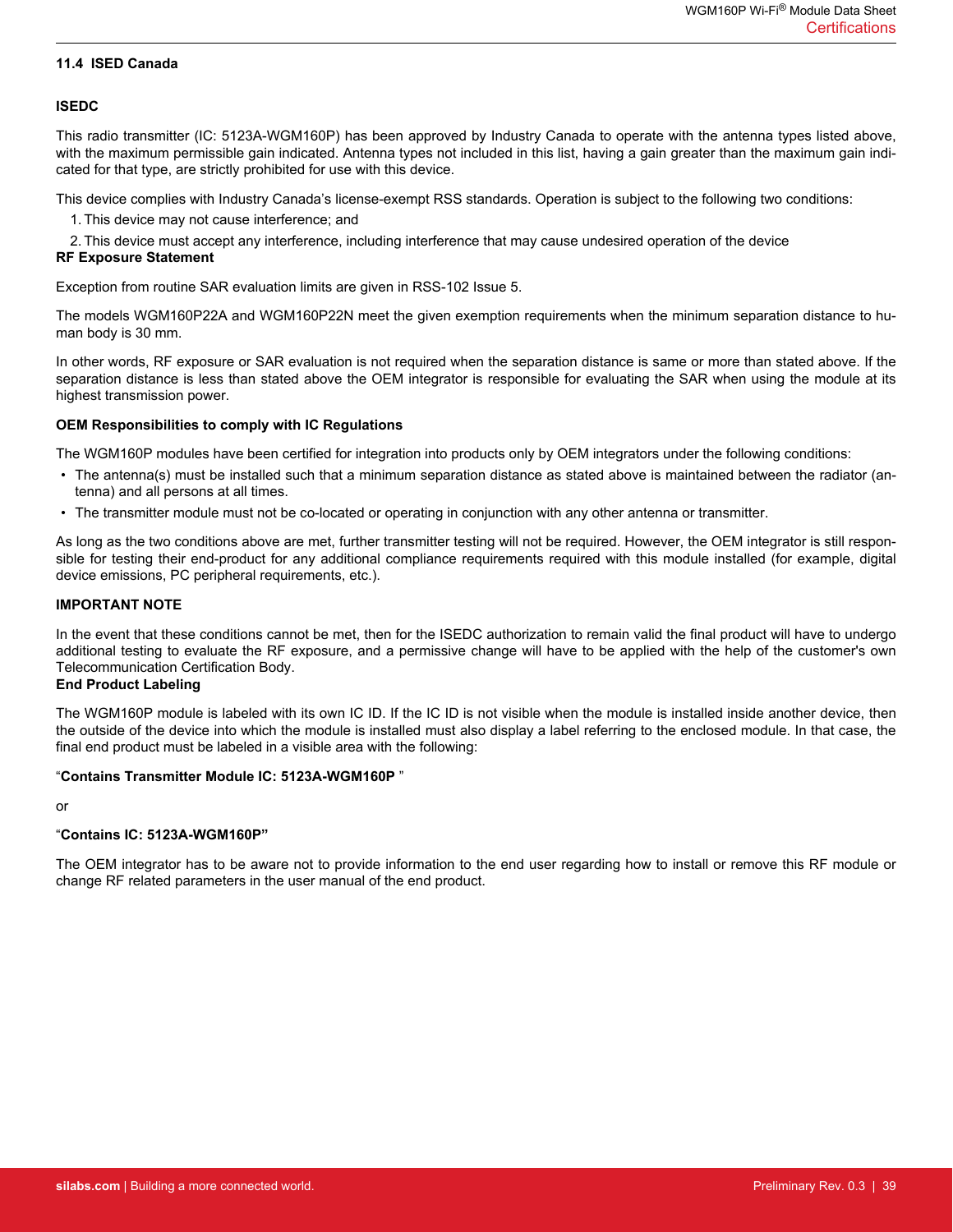## 11.4 ISED Canada

**ISEDC**

This radio transmitter (IC: 5123A-WGM160P) has been approved by Industry Canada to operate with the antenna types listed above, with the maximum permissible gain indicated. Antenna types not included in this list, having a gain greater than the maximum gain indicated for that type, are strictly prohibited for use with this device.

This device complies with Industry Canada's license-exempt RSS standards. Operation is subject to the following two conditions:

1. This device may not cause interference; and
2. This device must accept any interference, including interference that may cause undesired operation of the device

**RF Exposure Statement**

Exception from routine SAR evaluation limits are given in RSS-102 Issue 5.

The models WGM160P22A and WGM160P22N meet the given exemption requirements when the minimum separation distance to human body is 30 mm.

In other words, RF exposure or SAR evaluation is not required when the separation distance is same or more than stated above. If the separation distance is less than stated above the OEM integrator is responsible for evaluating the SAR when using the module at its highest transmission power.

**OEM Responsibilities to comply with IC Regulations**

The WGM160P modules have been certified for integration into products only by OEM integrators under the following conditions:

- The antenna(s) must be installed such that a minimum separation distance as stated above is maintained between the radiator (antenna) and all persons at all times.
- The transmitter module must not be co-located or operating in conjunction with any other antenna or transmitter.

As long as the two conditions above are met, further transmitter testing will not be required. However, the OEM integrator is still responsible for testing their end-product for any additional compliance requirements required with this module installed (for example, digital device emissions, PC peripheral requirements, etc.).

**IMPORTANT NOTE**

In the event that these conditions cannot be met, then for the ISEDC authorization to remain valid the final product will have to undergo additional testing to evaluate the RF exposure, and a permissive change will have to be applied with the help of the customer's own Telecommunication Certification Body.

**End Product Labeling**

The WGM160P module is labeled with its own IC ID. If the IC ID is not visible when the module is installed inside another device, then the outside of the device into which the module is installed must also display a label referring to the enclosed module. In that case, the final end product must be labeled in a visible area with the following:

"**Contains Transmitter Module IC: 5123A-WGM160P** "

or

"**Contains IC: 5123A-WGM160P"**

The OEM integrator has to be aware not to provide information to the end user regarding how to install or remove this RF module or change RF related parameters in the user manual of the end product.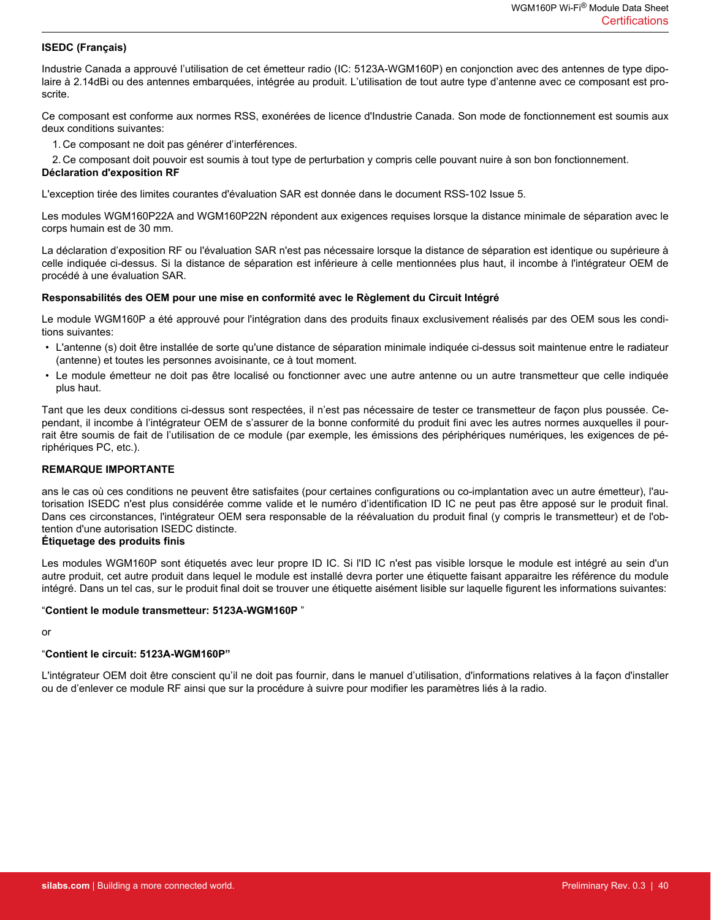**ISEDC (Français)**

Industrie Canada a approuvé l'utilisation de cet émetteur radio (IC: 5123A-WGM160P) en conjonction avec des antennes de type dipolaire à 2.14dBi ou des antennes embarquées, intégrée au produit. L'utilisation de tout autre type d'antenne avec ce composant est proscrite.

Ce composant est conforme aux normes RSS, exonérées de licence d'Industrie Canada. Son mode de fonctionnement est soumis aux deux conditions suivantes:

1. Ce composant ne doit pas générer d'interférences.
2. Ce composant doit pouvoir est soumis à tout type de perturbation y compris celle pouvant nuire à son bon fonctionnement.

**Déclaration d'exposition RF**

L'exception tirée des limites courantes d'évaluation SAR est donnée dans le document RSS-102 Issue 5.

Les modules WGM160P22A and WGM160P22N répondent aux exigences requises lorsque la distance minimale de séparation avec le corps humain est de 30 mm.

La déclaration d'exposition RF ou l'évaluation SAR n'est pas nécessaire lorsque la distance de séparation est identique ou supérieure à celle indiquée ci-dessus. Si la distance de séparation est inférieure à celle mentionnées plus haut, il incombe à l'intégrateur OEM de procédé à une évaluation SAR.

**Responsabilités des OEM pour une mise en conformité avec le Règlement du Circuit Intégré**

Le module WGM160P a été approuvé pour l'intégration dans des produits finaux exclusivement réalisés par des OEM sous les conditions suivantes:

- L'antenne (s) doit être installée de sorte qu'une distance de séparation minimale indiquée ci-dessus soit maintenue entre le radiateur (antenne) et toutes les personnes avoisinante, ce à tout moment.
- Le module émetteur ne doit pas être localisé ou fonctionner avec une autre antenne ou un autre transmetteur que celle indiquée plus haut.

Tant que les deux conditions ci-dessus sont respectées, il n'est pas nécessaire de tester ce transmetteur de façon plus poussée. Cependant, il incombe à l'intégrateur OEM de s'assurer de la bonne conformité du produit fini avec les autres normes auxquelles il pourrait être soumis de fait de l'utilisation de ce module (par exemple, les émissions des périphériques numériques, les exigences de périphériques PC, etc.).

**REMARQUE IMPORTANTE**

ans le cas où ces conditions ne peuvent être satisfaites (pour certaines configurations ou co-implantation avec un autre émetteur), l'autorisation ISEDC n'est plus considérée comme valide et le numéro d'identification ID IC ne peut pas être apposé sur le produit final. Dans ces circonstances, l'intégrateur OEM sera responsable de la réévaluation du produit final (y compris le transmetteur) et de l'obtention d'une autorisation ISEDC distincte.

**Étiquetage des produits finis**

Les modules WGM160P sont étiquetés avec leur propre ID IC. Si l'ID IC n'est pas visible lorsque le module est intégré au sein d'un autre produit, cet autre produit dans lequel le module est installé devra porter une étiquette faisant apparaitre les référence du module intégré. Dans un tel cas, sur le produit final doit se trouver une étiquette aisément lisible sur laquelle figurent les informations suivantes:

"**Contient le module transmetteur: 5123A-WGM160P** "

or

"**Contient le circuit: 5123A-WGM160P"**

L'intégrateur OEM doit être conscient qu'il ne doit pas fournir, dans le manuel d'utilisation, d'informations relatives à la façon d'installer ou de d'enlever ce module RF ainsi que sur la procédure à suivre pour modifier les paramètres liés à la radio.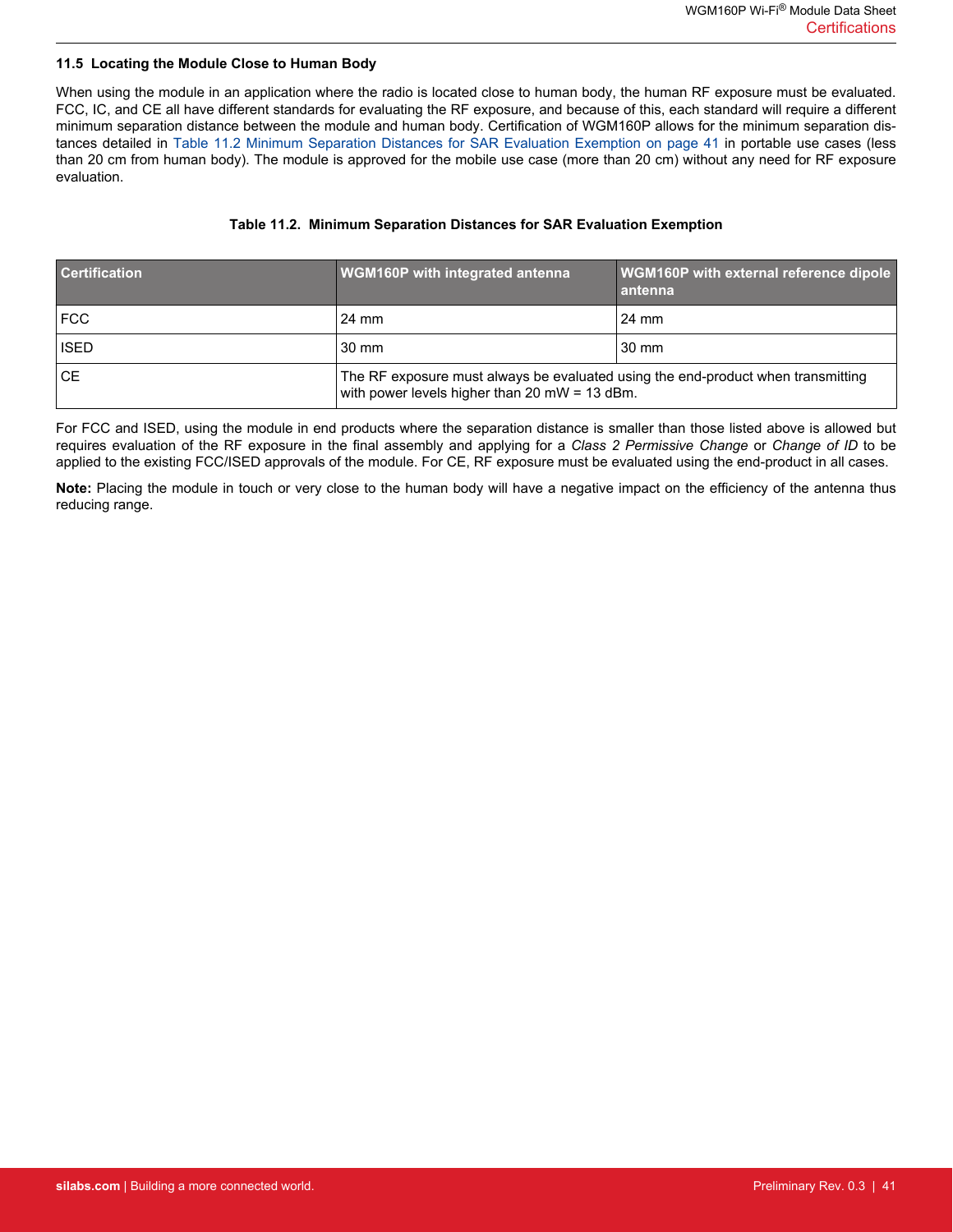### 11.5 Locating the Module Close to Human Body

When using the module in an application where the radio is located close to human body, the human RF exposure must be evaluated. FCC, IC, and CE all have different standards for evaluating the RF exposure, and because of this, each standard will require a different minimum separation distance between the module and human body. Certification of WGM160P allows for the minimum separation distances detailed in Table 11.2 Minimum Separation Distances for SAR Evaluation Exemption on page 41 in portable use cases (less than 20 cm from human body). The module is approved for the mobile use case (more than 20 cm) without any need for RF exposure evaluation.

**Table 11.2. Minimum Separation Distances for SAR Evaluation Exemption**

| Certification | WGM160P with integrated antenna | WGM160P with external reference dipole antenna |
|---|---|---|
| FCC | 24 mm | 24 mm |
| ISED | 30 mm | 30 mm |
| CE | The RF exposure must always be evaluated using the end-product when transmitting with power levels higher than 20 mW = 13 dBm. | |

For FCC and ISED, using the module in end products where the separation distance is smaller than those listed above is allowed but requires evaluation of the RF exposure in the final assembly and applying for a *Class 2 Permissive Change* or *Change of ID* to be applied to the existing FCC/ISED approvals of the module. For CE, RF exposure must be evaluated using the end-product in all cases.

**Note:** Placing the module in touch or very close to the human body will have a negative impact on the efficiency of the antenna thus reducing range.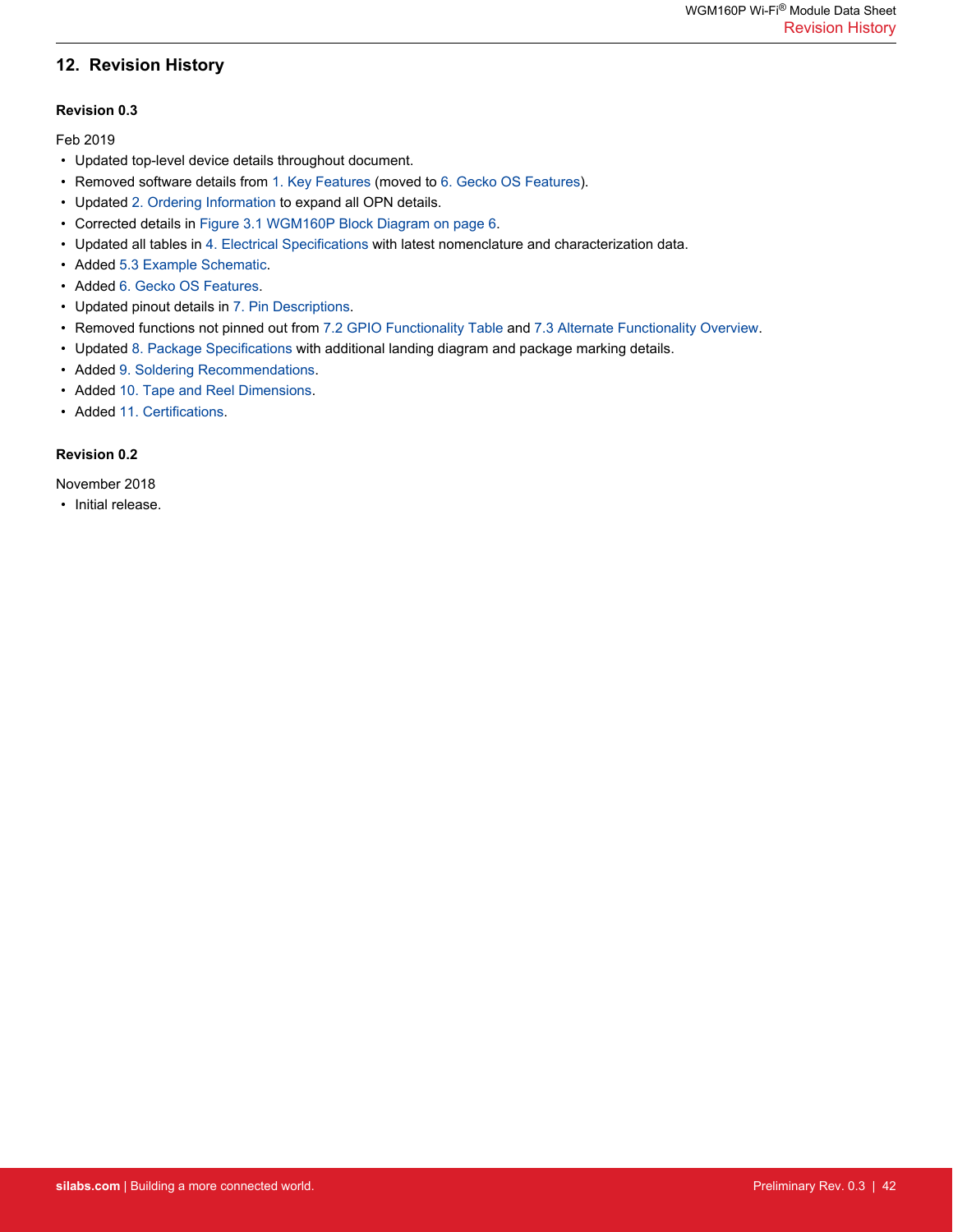## 12. Revision History

**Revision 0.3**

Feb 2019

- Updated top-level device details throughout document.
- Removed software details from 1. Key Features (moved to 6. Gecko OS Features).
- Updated 2. Ordering Information to expand all OPN details.
- Corrected details in Figure 3.1 WGM160P Block Diagram on page 6.
- Updated all tables in 4. Electrical Specifications with latest nomenclature and characterization data.
- Added 5.3 Example Schematic.
- Added 6. Gecko OS Features.
- Updated pinout details in 7. Pin Descriptions.
- Removed functions not pinned out from 7.2 GPIO Functionality Table and 7.3 Alternate Functionality Overview.
- Updated 8. Package Specifications with additional landing diagram and package marking details.
- Added 9. Soldering Recommendations.
- Added 10. Tape and Reel Dimensions.
- Added 11. Certifications.

**Revision 0.2**

November 2018

- Initial release.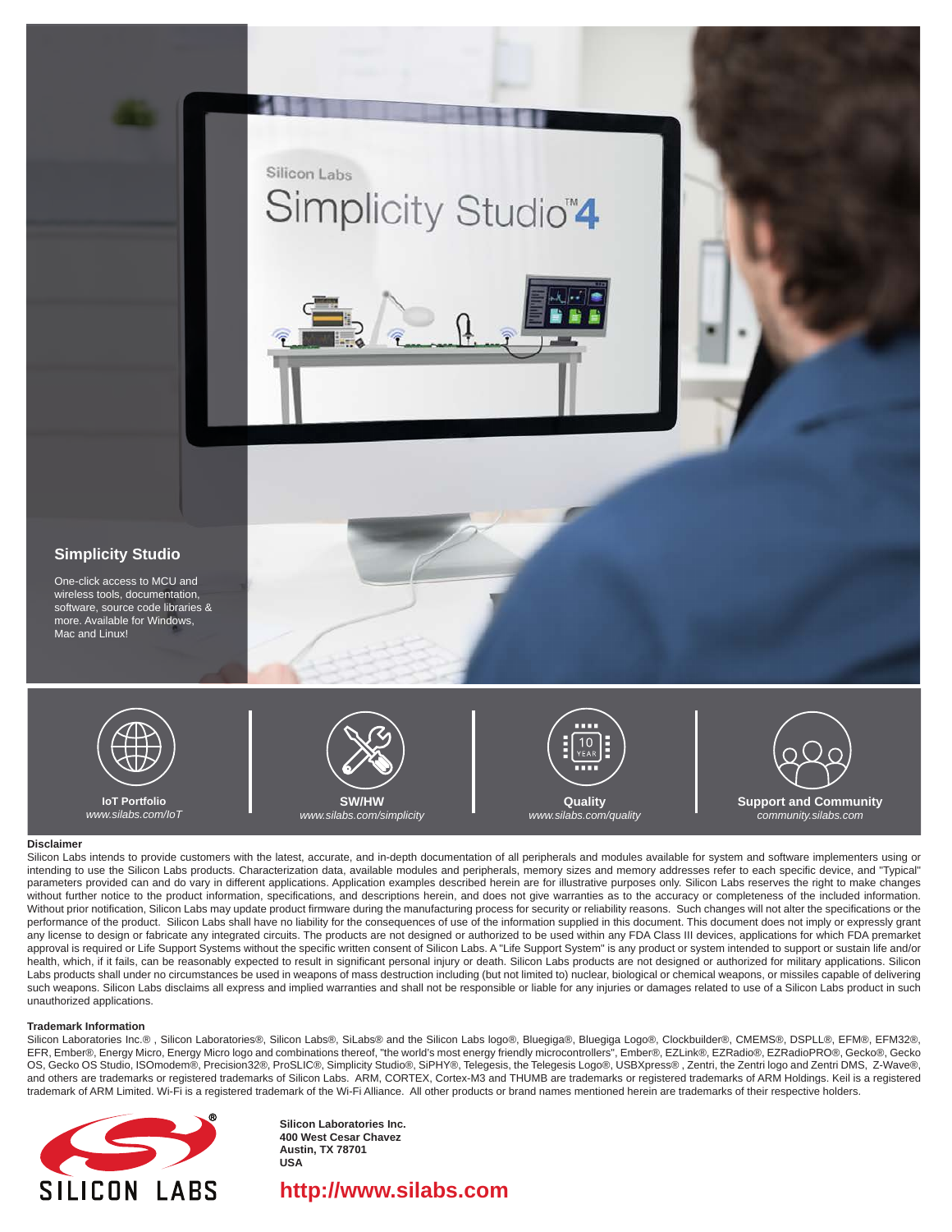## Simplicity Studio

One-click access to MCU and wireless tools, documentation, software, source code libraries & more. Available for Windows, Mac and Linux!

**IoT Portfolio**
*www.silabs.com/IoT*

**SW/HW**
*www.silabs.com/simplicity*

**Quality**
*www.silabs.com/quality*

**Support and Community**
*community.silabs.com*

### Disclaimer

Silicon Labs intends to provide customers with the latest, accurate, and in-depth documentation of all peripherals and modules available for system and software implementers using or intending to use the Silicon Labs products. Characterization data, available modules and peripherals, memory sizes and memory addresses refer to each specific device, and "Typical" parameters provided can and do vary in different applications. Application examples described herein are for illustrative purposes only. Silicon Labs reserves the right to make changes without further notice to the product information, specifications, and descriptions herein, and does not give warranties as to the accuracy or completeness of the included information. Without prior notification, Silicon Labs may update product firmware during the manufacturing process for security or reliability reasons. Such changes will not alter the specifications or the performance of the product. Silicon Labs shall have no liability for the consequences of use of the information supplied in this document. This document does not imply or expressly grant any license to design or fabricate any integrated circuits. The products are not designed or authorized to be used within any FDA Class III devices, applications for which FDA premarket approval is required or Life Support Systems without the specific written consent of Silicon Labs. A "Life Support System" is any product or system intended to support or sustain life and/or health, which, if it fails, can be reasonably expected to result in significant personal injury or death. Silicon Labs products are not designed or authorized for military applications. Silicon Labs products shall under no circumstances be used in weapons of mass destruction including (but not limited to) nuclear, biological or chemical weapons, or missiles capable of delivering such weapons. Silicon Labs disclaims all express and implied warranties and shall not be responsible or liable for any injuries or damages related to use of a Silicon Labs product in such unauthorized applications.

### Trademark Information

Silicon Laboratories Inc.® , Silicon Laboratories®, Silicon Labs®, SiLabs® and the Silicon Labs logo®, Bluegiga®, Bluegiga Logo®, Clockbuilder®, CMEMS®, DSPLL®, EFM®, EFM32®, EFR, Ember®, Energy Micro, Energy Micro logo and combinations thereof, "the world's most energy friendly microcontrollers", Ember®, EZLink®, EZRadio®, EZRadioPRO®, Gecko®, Gecko OS, Gecko OS Studio, ISOmodem®, Precision32®, ProSLIC®, Simplicity Studio®, SiPHY®, Telegesis, the Telegesis Logo®, USBXpress® , Zentri, the Zentri logo and Zentri DMS, Z-Wave®, and others are trademarks or registered trademarks of Silicon Labs. ARM, CORTEX, Cortex-M3 and THUMB are trademarks or registered trademarks of ARM Holdings. Keil is a registered trademark of ARM Limited. Wi-Fi is a registered trademark of the Wi-Fi Alliance. All other products or brand names mentioned herein are trademarks of their respective holders.

SILICON LABS

**Silicon Laboratories Inc.**
**400 West Cesar Chavez**
**Austin, TX 78701**
**USA**

**http://www.silabs.com**